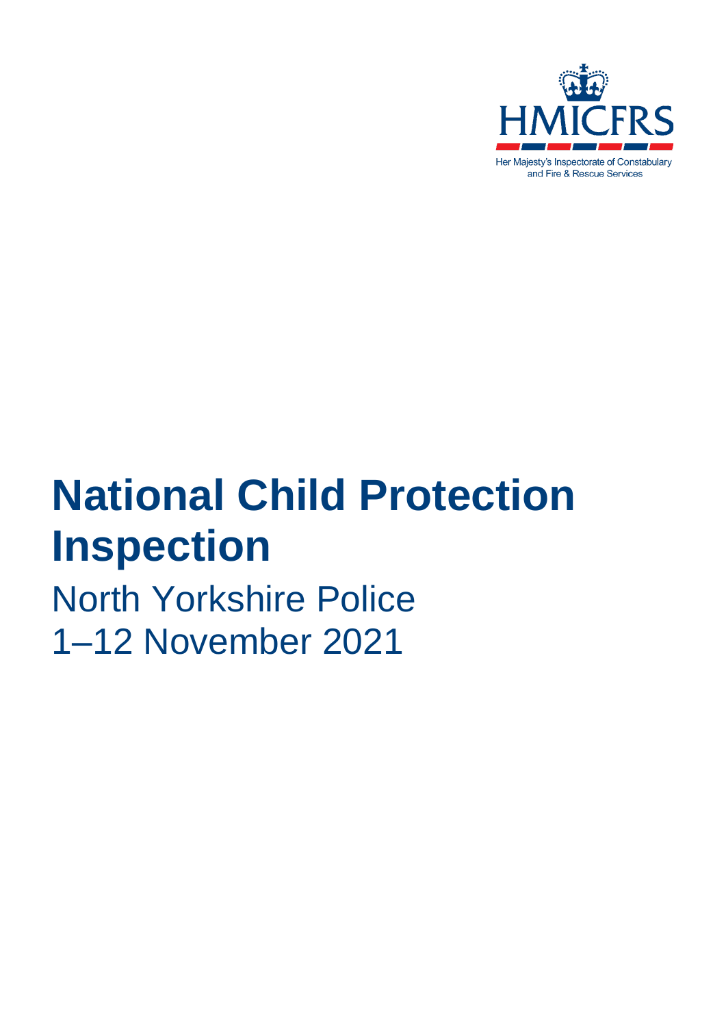HMICFRS

Her Majesty's Inspectorate of Constabulary and Fire & Rescue Services

# National Child Protection Inspection

North Yorkshire Police
1–12 November 2021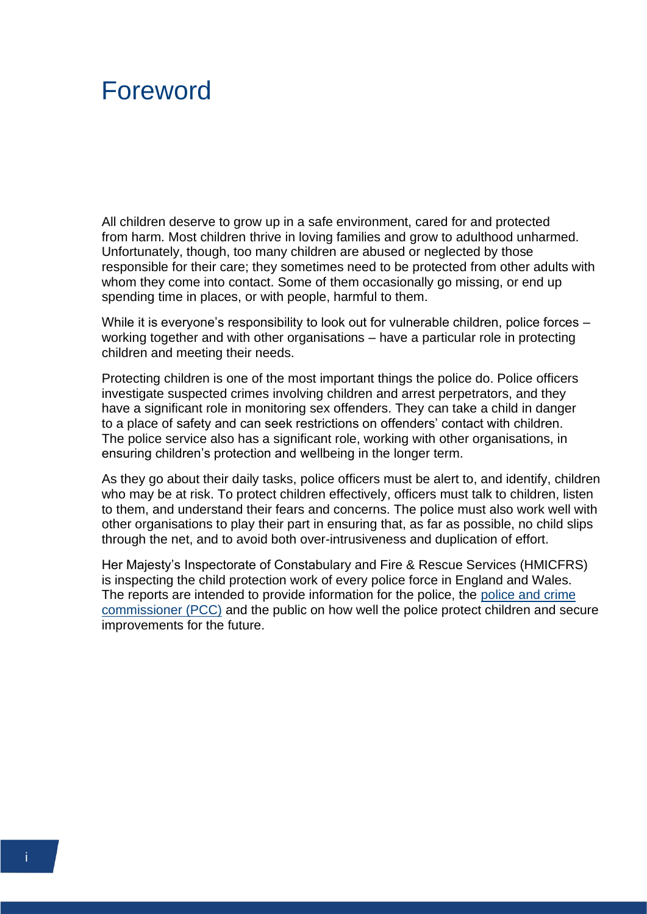# Foreword

All children deserve to grow up in a safe environment, cared for and protected from harm. Most children thrive in loving families and grow to adulthood unharmed. Unfortunately, though, too many children are abused or neglected by those responsible for their care; they sometimes need to be protected from other adults with whom they come into contact. Some of them occasionally go missing, or end up spending time in places, or with people, harmful to them.

While it is everyone's responsibility to look out for vulnerable children, police forces – working together and with other organisations – have a particular role in protecting children and meeting their needs.

Protecting children is one of the most important things the police do. Police officers investigate suspected crimes involving children and arrest perpetrators, and they have a significant role in monitoring sex offenders. They can take a child in danger to a place of safety and can seek restrictions on offenders' contact with children. The police service also has a significant role, working with other organisations, in ensuring children's protection and wellbeing in the longer term.

As they go about their daily tasks, police officers must be alert to, and identify, children who may be at risk. To protect children effectively, officers must talk to children, listen to them, and understand their fears and concerns. The police must also work well with other organisations to play their part in ensuring that, as far as possible, no child slips through the net, and to avoid both over-intrusiveness and duplication of effort.

Her Majesty's Inspectorate of Constabulary and Fire & Rescue Services (HMICFRS) is inspecting the child protection work of every police force in England and Wales. The reports are intended to provide information for the police, the police and crime commissioner (PCC) and the public on how well the police protect children and secure improvements for the future.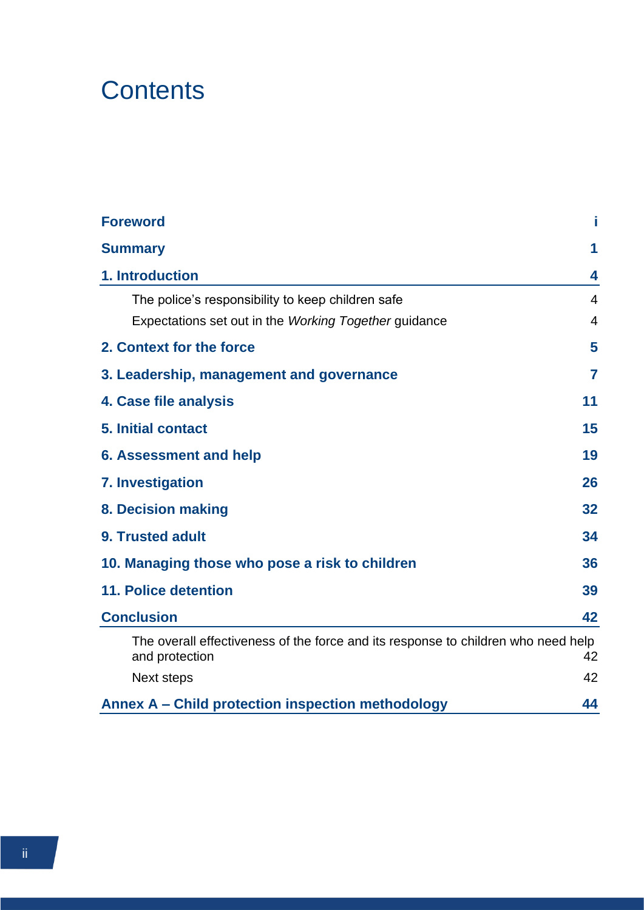# Contents

| | |
|---|---|
| **Foreword** | **i** |
| **Summary** | **1** |
| **1. Introduction** | **4** |
| The police's responsibility to keep children safe | 4 |
| Expectations set out in the *Working Together* guidance | 4 |
| **2. Context for the force** | **5** |
| **3. Leadership, management and governance** | **7** |
| **4. Case file analysis** | **11** |
| **5. Initial contact** | **15** |
| **6. Assessment and help** | **19** |
| **7. Investigation** | **26** |
| **8. Decision making** | **32** |
| **9. Trusted adult** | **34** |
| **10. Managing those who pose a risk to children** | **36** |
| **11. Police detention** | **39** |
| **Conclusion** | **42** |
| The overall effectiveness of the force and its response to children who need help and protection | 42 |
| Next steps | 42 |
| **Annex A – Child protection inspection methodology** | **44** |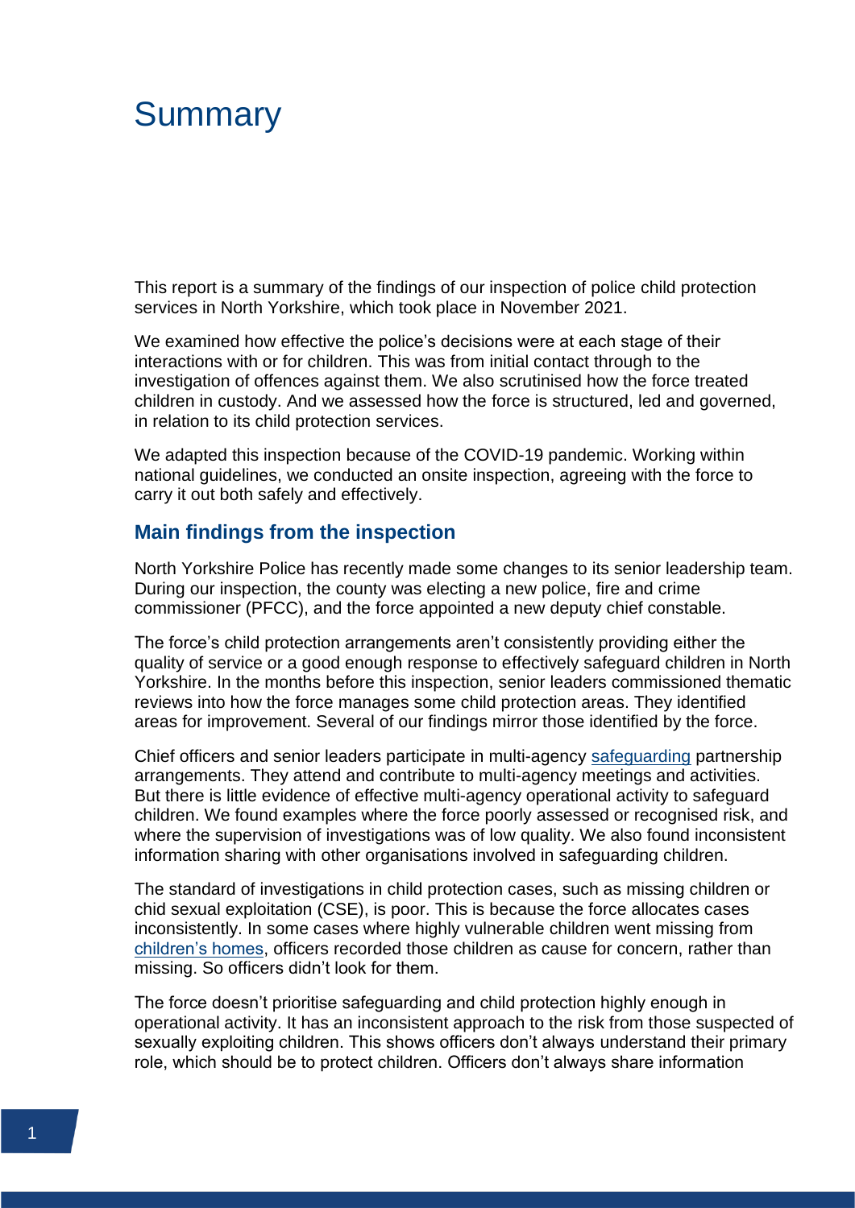# Summary

This report is a summary of the findings of our inspection of police child protection services in North Yorkshire, which took place in November 2021.

We examined how effective the police's decisions were at each stage of their interactions with or for children. This was from initial contact through to the investigation of offences against them. We also scrutinised how the force treated children in custody. And we assessed how the force is structured, led and governed, in relation to its child protection services.

We adapted this inspection because of the COVID-19 pandemic. Working within national guidelines, we conducted an onsite inspection, agreeing with the force to carry it out both safely and effectively.

## Main findings from the inspection

North Yorkshire Police has recently made some changes to its senior leadership team. During our inspection, the county was electing a new police, fire and crime commissioner (PFCC), and the force appointed a new deputy chief constable.

The force's child protection arrangements aren't consistently providing either the quality of service or a good enough response to effectively safeguard children in North Yorkshire. In the months before this inspection, senior leaders commissioned thematic reviews into how the force manages some child protection areas. They identified areas for improvement. Several of our findings mirror those identified by the force.

Chief officers and senior leaders participate in multi-agency safeguarding partnership arrangements. They attend and contribute to multi-agency meetings and activities. But there is little evidence of effective multi-agency operational activity to safeguard children. We found examples where the force poorly assessed or recognised risk, and where the supervision of investigations was of low quality. We also found inconsistent information sharing with other organisations involved in safeguarding children.

The standard of investigations in child protection cases, such as missing children or chid sexual exploitation (CSE), is poor. This is because the force allocates cases inconsistently. In some cases where highly vulnerable children went missing from children's homes, officers recorded those children as cause for concern, rather than missing. So officers didn't look for them.

The force doesn't prioritise safeguarding and child protection highly enough in operational activity. It has an inconsistent approach to the risk from those suspected of sexually exploiting children. This shows officers don't always understand their primary role, which should be to protect children. Officers don't always share information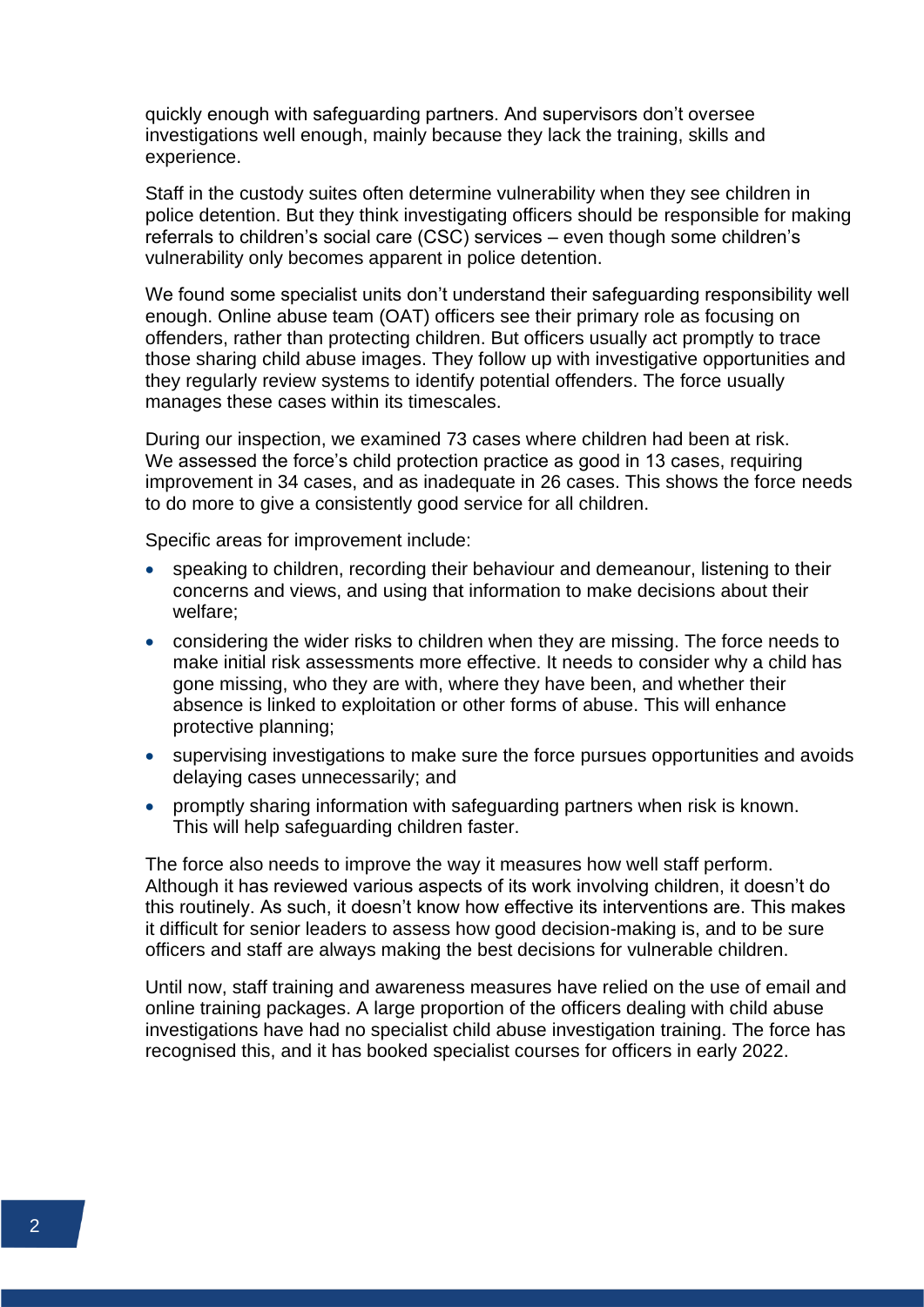quickly enough with safeguarding partners. And supervisors don't oversee investigations well enough, mainly because they lack the training, skills and experience.

Staff in the custody suites often determine vulnerability when they see children in police detention. But they think investigating officers should be responsible for making referrals to children's social care (CSC) services – even though some children's vulnerability only becomes apparent in police detention.

We found some specialist units don't understand their safeguarding responsibility well enough. Online abuse team (OAT) officers see their primary role as focusing on offenders, rather than protecting children. But officers usually act promptly to trace those sharing child abuse images. They follow up with investigative opportunities and they regularly review systems to identify potential offenders. The force usually manages these cases within its timescales.

During our inspection, we examined 73 cases where children had been at risk. We assessed the force's child protection practice as good in 13 cases, requiring improvement in 34 cases, and as inadequate in 26 cases. This shows the force needs to do more to give a consistently good service for all children.

Specific areas for improvement include:

- speaking to children, recording their behaviour and demeanour, listening to their concerns and views, and using that information to make decisions about their welfare;
- considering the wider risks to children when they are missing. The force needs to make initial risk assessments more effective. It needs to consider why a child has gone missing, who they are with, where they have been, and whether their absence is linked to exploitation or other forms of abuse. This will enhance protective planning;
- supervising investigations to make sure the force pursues opportunities and avoids delaying cases unnecessarily; and
- promptly sharing information with safeguarding partners when risk is known. This will help safeguarding children faster.

The force also needs to improve the way it measures how well staff perform. Although it has reviewed various aspects of its work involving children, it doesn't do this routinely. As such, it doesn't know how effective its interventions are. This makes it difficult for senior leaders to assess how good decision-making is, and to be sure officers and staff are always making the best decisions for vulnerable children.

Until now, staff training and awareness measures have relied on the use of email and online training packages. A large proportion of the officers dealing with child abuse investigations have had no specialist child abuse investigation training. The force has recognised this, and it has booked specialist courses for officers in early 2022.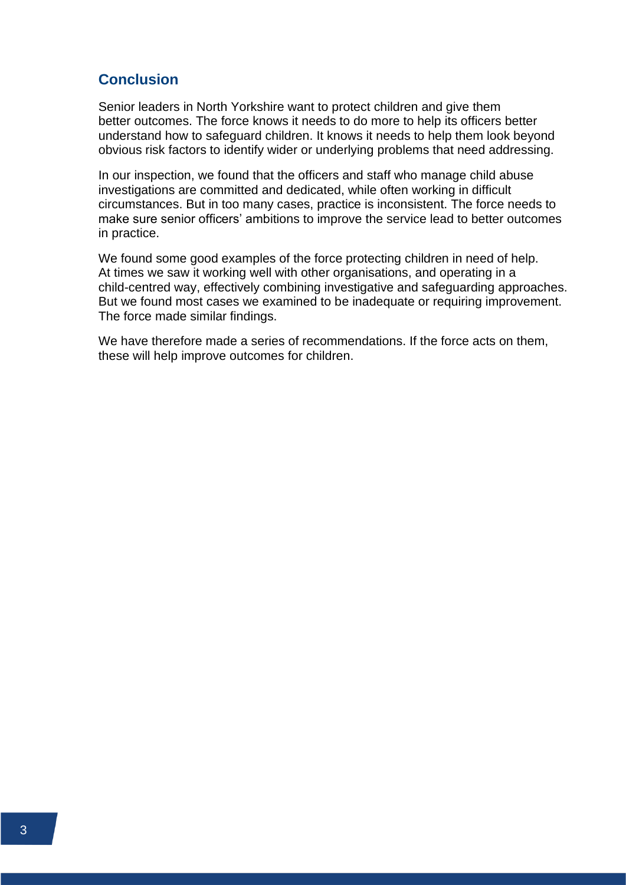## Conclusion

Senior leaders in North Yorkshire want to protect children and give them better outcomes. The force knows it needs to do more to help its officers better understand how to safeguard children. It knows it needs to help them look beyond obvious risk factors to identify wider or underlying problems that need addressing.

In our inspection, we found that the officers and staff who manage child abuse investigations are committed and dedicated, while often working in difficult circumstances. But in too many cases, practice is inconsistent. The force needs to make sure senior officers' ambitions to improve the service lead to better outcomes in practice.

We found some good examples of the force protecting children in need of help. At times we saw it working well with other organisations, and operating in a child-centred way, effectively combining investigative and safeguarding approaches. But we found most cases we examined to be inadequate or requiring improvement. The force made similar findings.

We have therefore made a series of recommendations. If the force acts on them, these will help improve outcomes for children.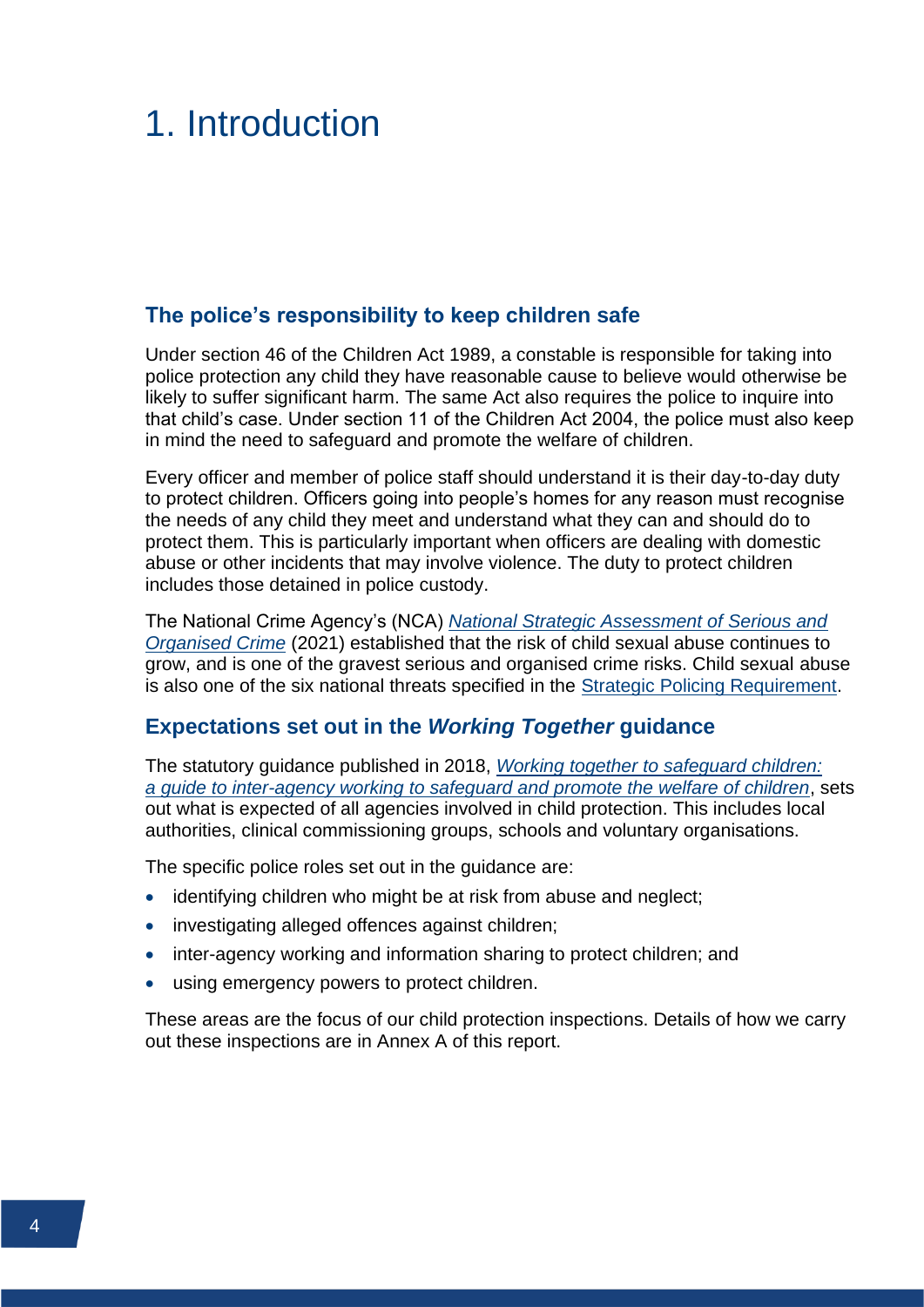# 1. Introduction

## The police's responsibility to keep children safe

Under section 46 of the Children Act 1989, a constable is responsible for taking into police protection any child they have reasonable cause to believe would otherwise be likely to suffer significant harm. The same Act also requires the police to inquire into that child's case. Under section 11 of the Children Act 2004, the police must also keep in mind the need to safeguard and promote the welfare of children.

Every officer and member of police staff should understand it is their day-to-day duty to protect children. Officers going into people's homes for any reason must recognise the needs of any child they meet and understand what they can and should do to protect them. This is particularly important when officers are dealing with domestic abuse or other incidents that may involve violence. The duty to protect children includes those detained in police custody.

The National Crime Agency's (NCA) *National Strategic Assessment of Serious and Organised Crime* (2021) established that the risk of child sexual abuse continues to grow, and is one of the gravest serious and organised crime risks. Child sexual abuse is also one of the six national threats specified in the Strategic Policing Requirement.

## Expectations set out in the *Working Together* guidance

The statutory guidance published in 2018, *Working together to safeguard children: a guide to inter-agency working to safeguard and promote the welfare of children*, sets out what is expected of all agencies involved in child protection. This includes local authorities, clinical commissioning groups, schools and voluntary organisations.

The specific police roles set out in the guidance are:

- identifying children who might be at risk from abuse and neglect;
- investigating alleged offences against children;
- inter-agency working and information sharing to protect children; and
- using emergency powers to protect children.

These areas are the focus of our child protection inspections. Details of how we carry out these inspections are in Annex A of this report.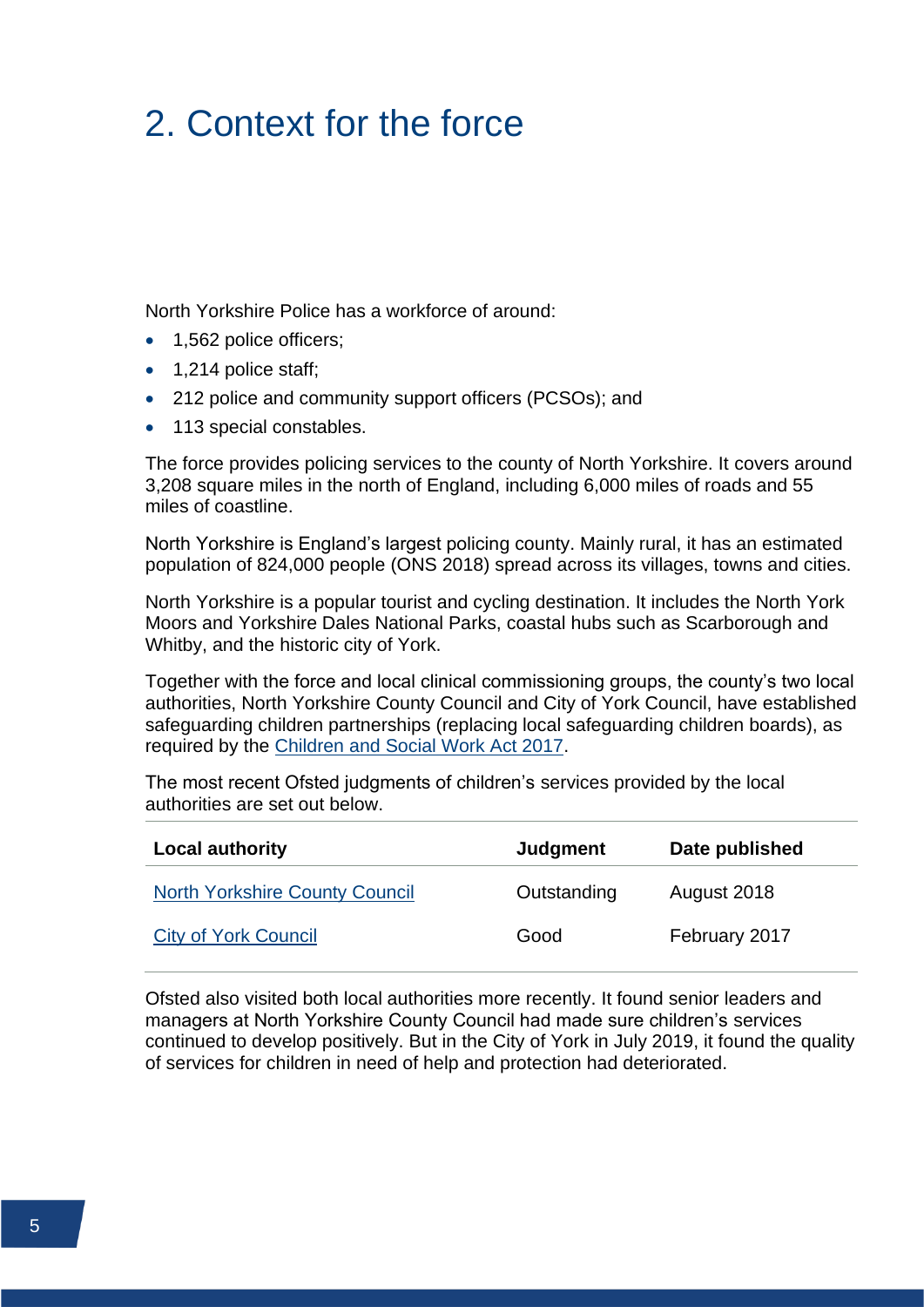# 2. Context for the force

North Yorkshire Police has a workforce of around:

- 1,562 police officers;
- 1,214 police staff;
- 212 police and community support officers (PCSOs); and
- 113 special constables.

The force provides policing services to the county of North Yorkshire. It covers around 3,208 square miles in the north of England, including 6,000 miles of roads and 55 miles of coastline.

North Yorkshire is England's largest policing county. Mainly rural, it has an estimated population of 824,000 people (ONS 2018) spread across its villages, towns and cities.

North Yorkshire is a popular tourist and cycling destination. It includes the North York Moors and Yorkshire Dales National Parks, coastal hubs such as Scarborough and Whitby, and the historic city of York.

Together with the force and local clinical commissioning groups, the county's two local authorities, North Yorkshire County Council and City of York Council, have established safeguarding children partnerships (replacing local safeguarding children boards), as required by the Children and Social Work Act 2017.

The most recent Ofsted judgments of children's services provided by the local authorities are set out below.

| Local authority | Judgment | Date published |
|---|---|---|
| North Yorkshire County Council | Outstanding | August 2018 |
| City of York Council | Good | February 2017 |

Ofsted also visited both local authorities more recently. It found senior leaders and managers at North Yorkshire County Council had made sure children's services continued to develop positively. But in the City of York in July 2019, it found the quality of services for children in need of help and protection had deteriorated.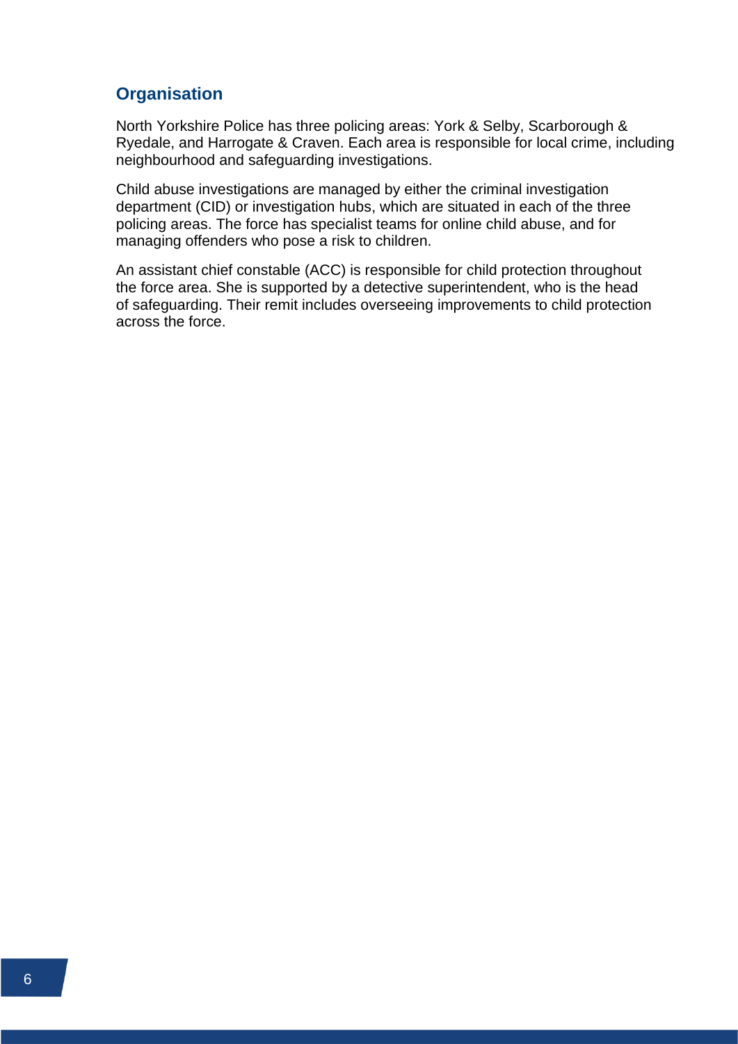## Organisation

North Yorkshire Police has three policing areas: York & Selby, Scarborough & Ryedale, and Harrogate & Craven. Each area is responsible for local crime, including neighbourhood and safeguarding investigations.

Child abuse investigations are managed by either the criminal investigation department (CID) or investigation hubs, which are situated in each of the three policing areas. The force has specialist teams for online child abuse, and for managing offenders who pose a risk to children.

An assistant chief constable (ACC) is responsible for child protection throughout the force area. She is supported by a detective superintendent, who is the head of safeguarding. Their remit includes overseeing improvements to child protection across the force.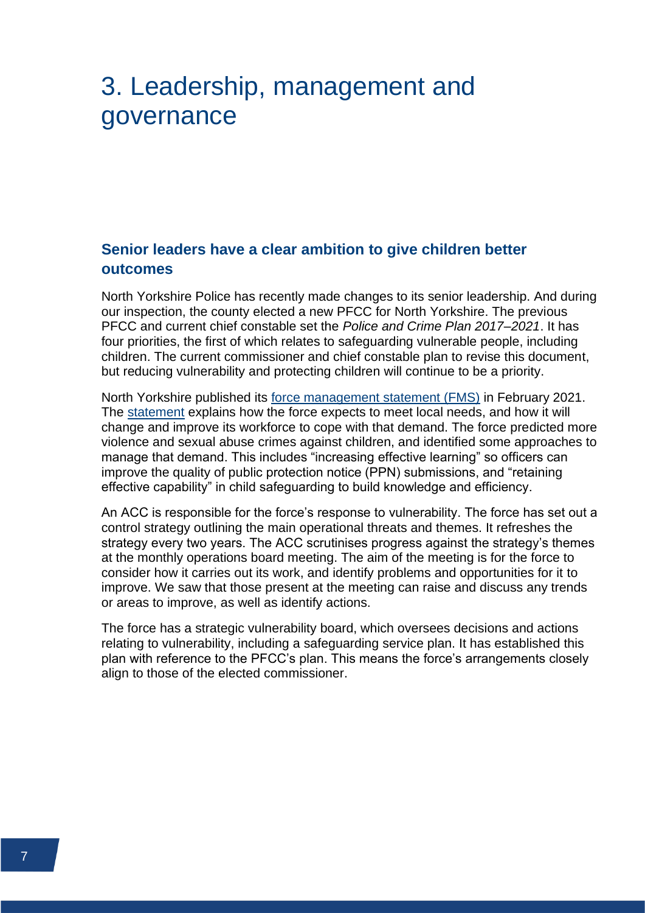# 3. Leadership, management and governance

## Senior leaders have a clear ambition to give children better outcomes

North Yorkshire Police has recently made changes to its senior leadership. And during our inspection, the county elected a new PFCC for North Yorkshire. The previous PFCC and current chief constable set the *Police and Crime Plan 2017–2021*. It has four priorities, the first of which relates to safeguarding vulnerable people, including children. The current commissioner and chief constable plan to revise this document, but reducing vulnerability and protecting children will continue to be a priority.

North Yorkshire published its force management statement (FMS) in February 2021. The statement explains how the force expects to meet local needs, and how it will change and improve its workforce to cope with that demand. The force predicted more violence and sexual abuse crimes against children, and identified some approaches to manage that demand. This includes "increasing effective learning" so officers can improve the quality of public protection notice (PPN) submissions, and "retaining effective capability" in child safeguarding to build knowledge and efficiency.

An ACC is responsible for the force's response to vulnerability. The force has set out a control strategy outlining the main operational threats and themes. It refreshes the strategy every two years. The ACC scrutinises progress against the strategy's themes at the monthly operations board meeting. The aim of the meeting is for the force to consider how it carries out its work, and identify problems and opportunities for it to improve. We saw that those present at the meeting can raise and discuss any trends or areas to improve, as well as identify actions.

The force has a strategic vulnerability board, which oversees decisions and actions relating to vulnerability, including a safeguarding service plan. It has established this plan with reference to the PFCC's plan. This means the force's arrangements closely align to those of the elected commissioner.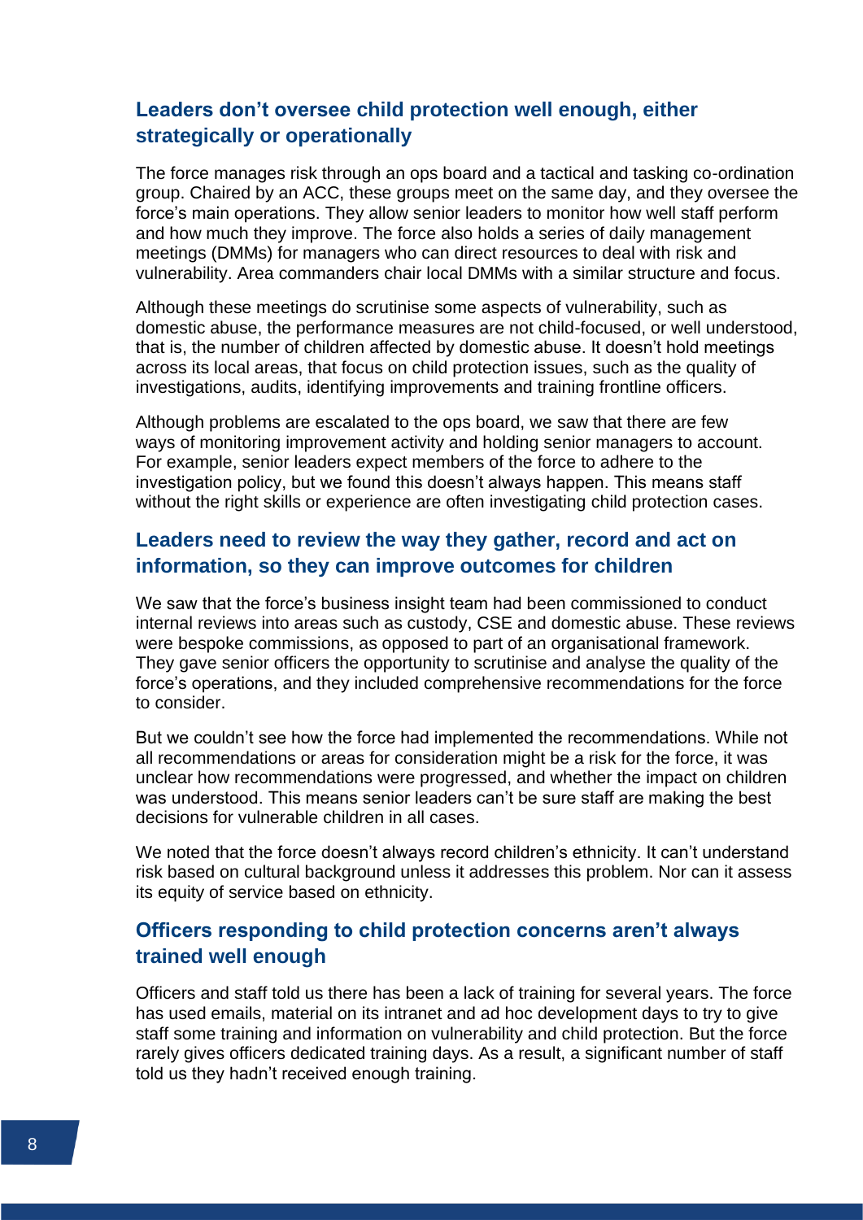## Leaders don’t oversee child protection well enough, either strategically or operationally

The force manages risk through an ops board and a tactical and tasking co-ordination group. Chaired by an ACC, these groups meet on the same day, and they oversee the force’s main operations. They allow senior leaders to monitor how well staff perform and how much they improve. The force also holds a series of daily management meetings (DMMs) for managers who can direct resources to deal with risk and vulnerability. Area commanders chair local DMMs with a similar structure and focus.

Although these meetings do scrutinise some aspects of vulnerability, such as domestic abuse, the performance measures are not child-focused, or well understood, that is, the number of children affected by domestic abuse. It doesn’t hold meetings across its local areas, that focus on child protection issues, such as the quality of investigations, audits, identifying improvements and training frontline officers.

Although problems are escalated to the ops board, we saw that there are few ways of monitoring improvement activity and holding senior managers to account. For example, senior leaders expect members of the force to adhere to the investigation policy, but we found this doesn’t always happen. This means staff without the right skills or experience are often investigating child protection cases.

## Leaders need to review the way they gather, record and act on information, so they can improve outcomes for children

We saw that the force’s business insight team had been commissioned to conduct internal reviews into areas such as custody, CSE and domestic abuse. These reviews were bespoke commissions, as opposed to part of an organisational framework. They gave senior officers the opportunity to scrutinise and analyse the quality of the force’s operations, and they included comprehensive recommendations for the force to consider.

But we couldn’t see how the force had implemented the recommendations. While not all recommendations or areas for consideration might be a risk for the force, it was unclear how recommendations were progressed, and whether the impact on children was understood. This means senior leaders can’t be sure staff are making the best decisions for vulnerable children in all cases.

We noted that the force doesn’t always record children’s ethnicity. It can’t understand risk based on cultural background unless it addresses this problem. Nor can it assess its equity of service based on ethnicity.

## Officers responding to child protection concerns aren’t always trained well enough

Officers and staff told us there has been a lack of training for several years. The force has used emails, material on its intranet and ad hoc development days to try to give staff some training and information on vulnerability and child protection. But the force rarely gives officers dedicated training days. As a result, a significant number of staff told us they hadn’t received enough training.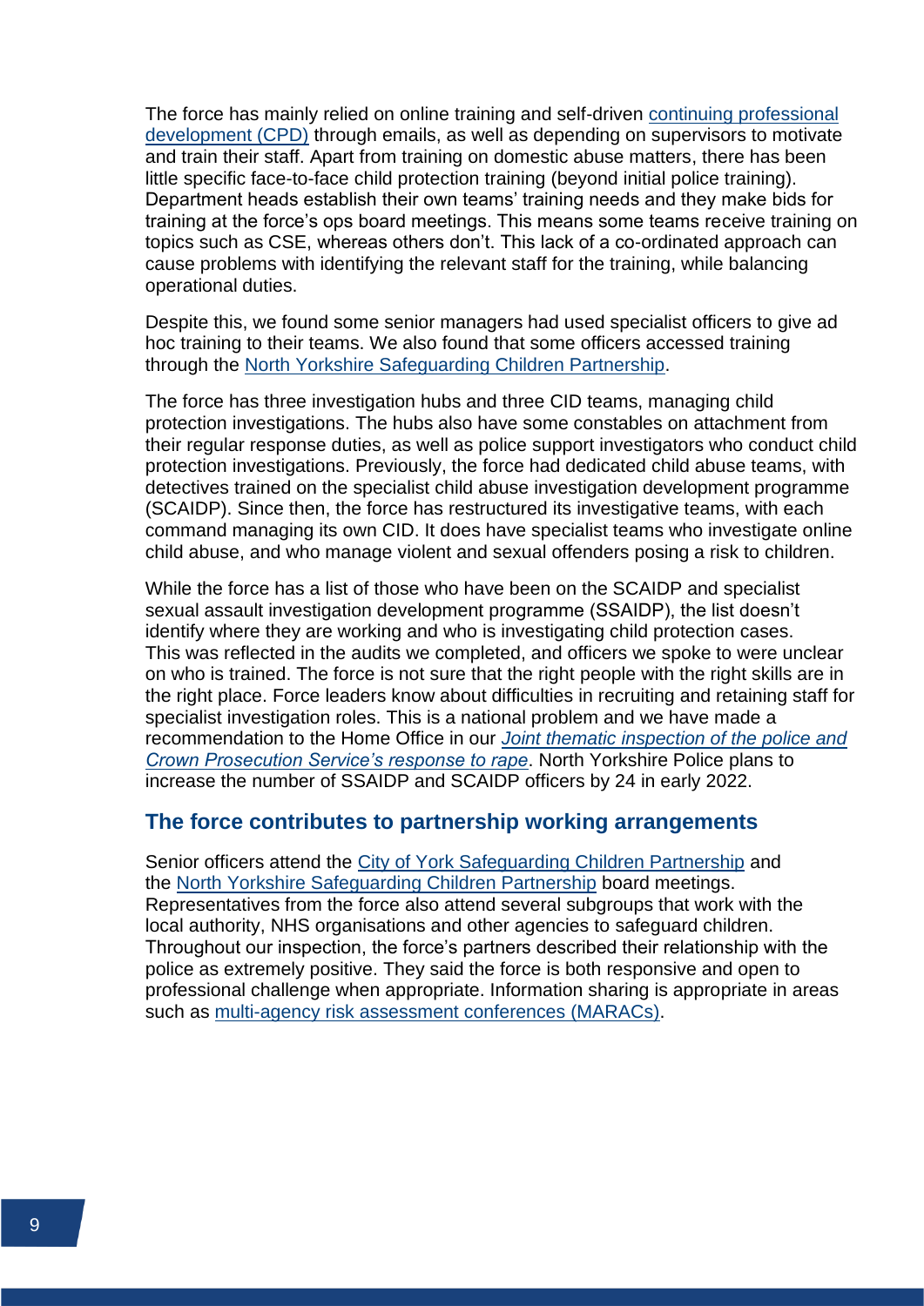The force has mainly relied on online training and self-driven continuing professional development (CPD) through emails, as well as depending on supervisors to motivate and train their staff. Apart from training on domestic abuse matters, there has been little specific face-to-face child protection training (beyond initial police training). Department heads establish their own teams' training needs and they make bids for training at the force's ops board meetings. This means some teams receive training on topics such as CSE, whereas others don't. This lack of a co-ordinated approach can cause problems with identifying the relevant staff for the training, while balancing operational duties.

Despite this, we found some senior managers had used specialist officers to give ad hoc training to their teams. We also found that some officers accessed training through the North Yorkshire Safeguarding Children Partnership.

The force has three investigation hubs and three CID teams, managing child protection investigations. The hubs also have some constables on attachment from their regular response duties, as well as police support investigators who conduct child protection investigations. Previously, the force had dedicated child abuse teams, with detectives trained on the specialist child abuse investigation development programme (SCAIDP). Since then, the force has restructured its investigative teams, with each command managing its own CID. It does have specialist teams who investigate online child abuse, and who manage violent and sexual offenders posing a risk to children.

While the force has a list of those who have been on the SCAIDP and specialist sexual assault investigation development programme (SSAIDP), the list doesn't identify where they are working and who is investigating child protection cases. This was reflected in the audits we completed, and officers we spoke to were unclear on who is trained. The force is not sure that the right people with the right skills are in the right place. Force leaders know about difficulties in recruiting and retaining staff for specialist investigation roles. This is a national problem and we have made a recommendation to the Home Office in our *Joint thematic inspection of the police and Crown Prosecution Service's response to rape*. North Yorkshire Police plans to increase the number of SSAIDP and SCAIDP officers by 24 in early 2022.

## The force contributes to partnership working arrangements

Senior officers attend the City of York Safeguarding Children Partnership and the North Yorkshire Safeguarding Children Partnership board meetings. Representatives from the force also attend several subgroups that work with the local authority, NHS organisations and other agencies to safeguard children. Throughout our inspection, the force's partners described their relationship with the police as extremely positive. They said the force is both responsive and open to professional challenge when appropriate. Information sharing is appropriate in areas such as multi-agency risk assessment conferences (MARACs).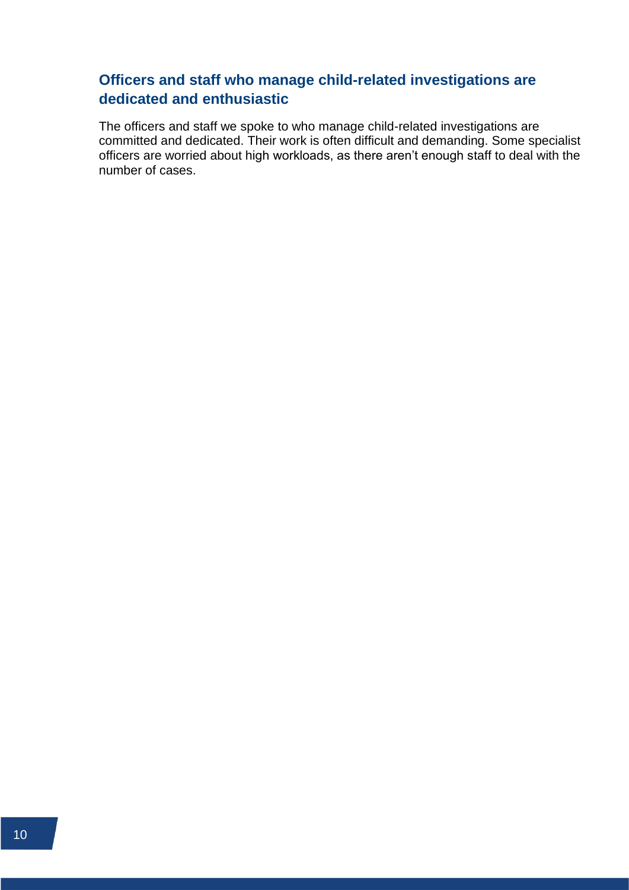### Officers and staff who manage child-related investigations are dedicated and enthusiastic

The officers and staff we spoke to who manage child-related investigations are committed and dedicated. Their work is often difficult and demanding. Some specialist officers are worried about high workloads, as there aren't enough staff to deal with the number of cases.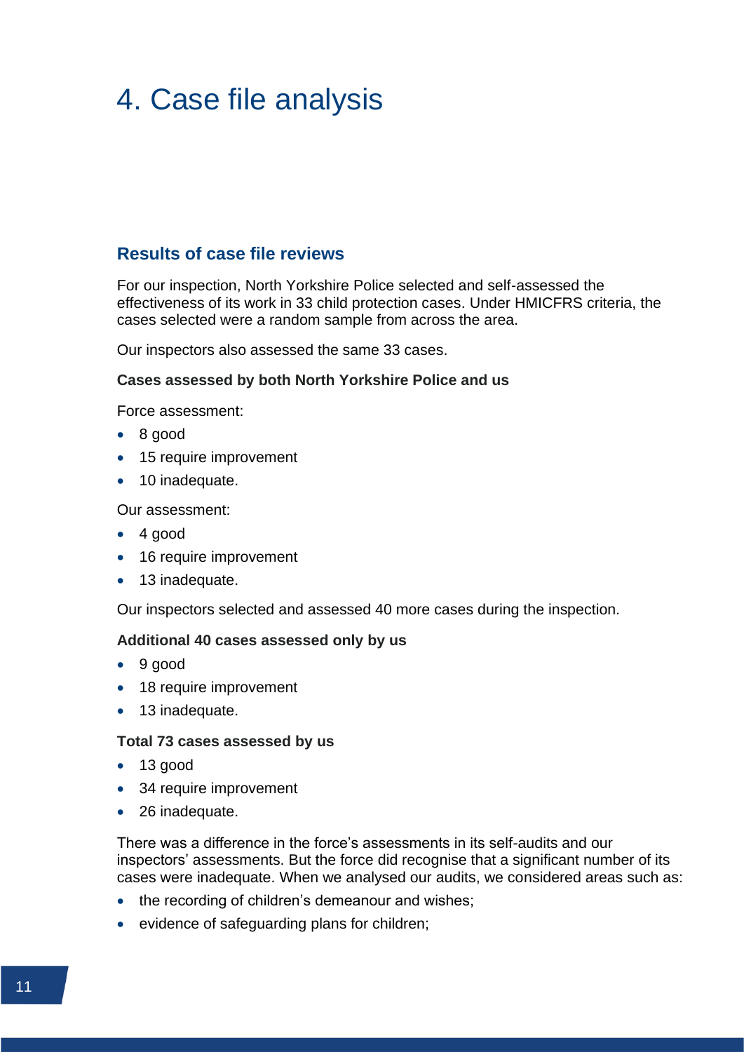# 4. Case file analysis

## Results of case file reviews

For our inspection, North Yorkshire Police selected and self-assessed the effectiveness of its work in 33 child protection cases. Under HMICFRS criteria, the cases selected were a random sample from across the area.

Our inspectors also assessed the same 33 cases.

**Cases assessed by both North Yorkshire Police and us**

Force assessment:

- 8 good
- 15 require improvement
- 10 inadequate.

Our assessment:

- 4 good
- 16 require improvement
- 13 inadequate.

Our inspectors selected and assessed 40 more cases during the inspection.

**Additional 40 cases assessed only by us**

- 9 good
- 18 require improvement
- 13 inadequate.

**Total 73 cases assessed by us**

- 13 good
- 34 require improvement
- 26 inadequate.

There was a difference in the force's assessments in its self-audits and our inspectors' assessments. But the force did recognise that a significant number of its cases were inadequate. When we analysed our audits, we considered areas such as:

- the recording of children's demeanour and wishes;
- evidence of safeguarding plans for children;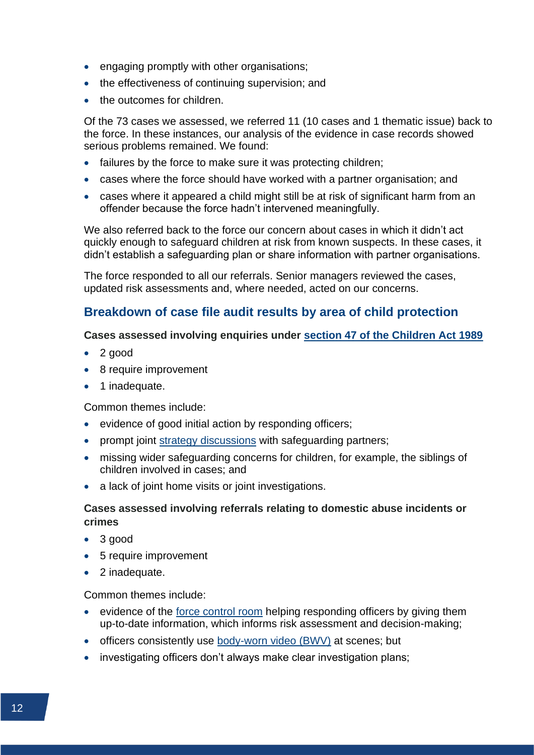- engaging promptly with other organisations;
- the effectiveness of continuing supervision; and
- the outcomes for children.

Of the 73 cases we assessed, we referred 11 (10 cases and 1 thematic issue) back to the force. In these instances, our analysis of the evidence in case records showed serious problems remained. We found:

- failures by the force to make sure it was protecting children;
- cases where the force should have worked with a partner organisation; and
- cases where it appeared a child might still be at risk of significant harm from an offender because the force hadn't intervened meaningfully.

We also referred back to the force our concern about cases in which it didn't act quickly enough to safeguard children at risk from known suspects. In these cases, it didn't establish a safeguarding plan or share information with partner organisations.

The force responded to all our referrals. Senior managers reviewed the cases, updated risk assessments and, where needed, acted on our concerns.

## Breakdown of case file audit results by area of child protection

**Cases assessed involving enquiries under section 47 of the Children Act 1989**

- 2 good
- 8 require improvement
- 1 inadequate.

Common themes include:

- evidence of good initial action by responding officers;
- prompt joint strategy discussions with safeguarding partners;
- missing wider safeguarding concerns for children, for example, the siblings of children involved in cases; and
- a lack of joint home visits or joint investigations.

**Cases assessed involving referrals relating to domestic abuse incidents or crimes**

- 3 good
- 5 require improvement
- 2 inadequate.

Common themes include:

- evidence of the force control room helping responding officers by giving them up-to-date information, which informs risk assessment and decision-making;
- officers consistently use body-worn video (BWV) at scenes; but
- investigating officers don't always make clear investigation plans;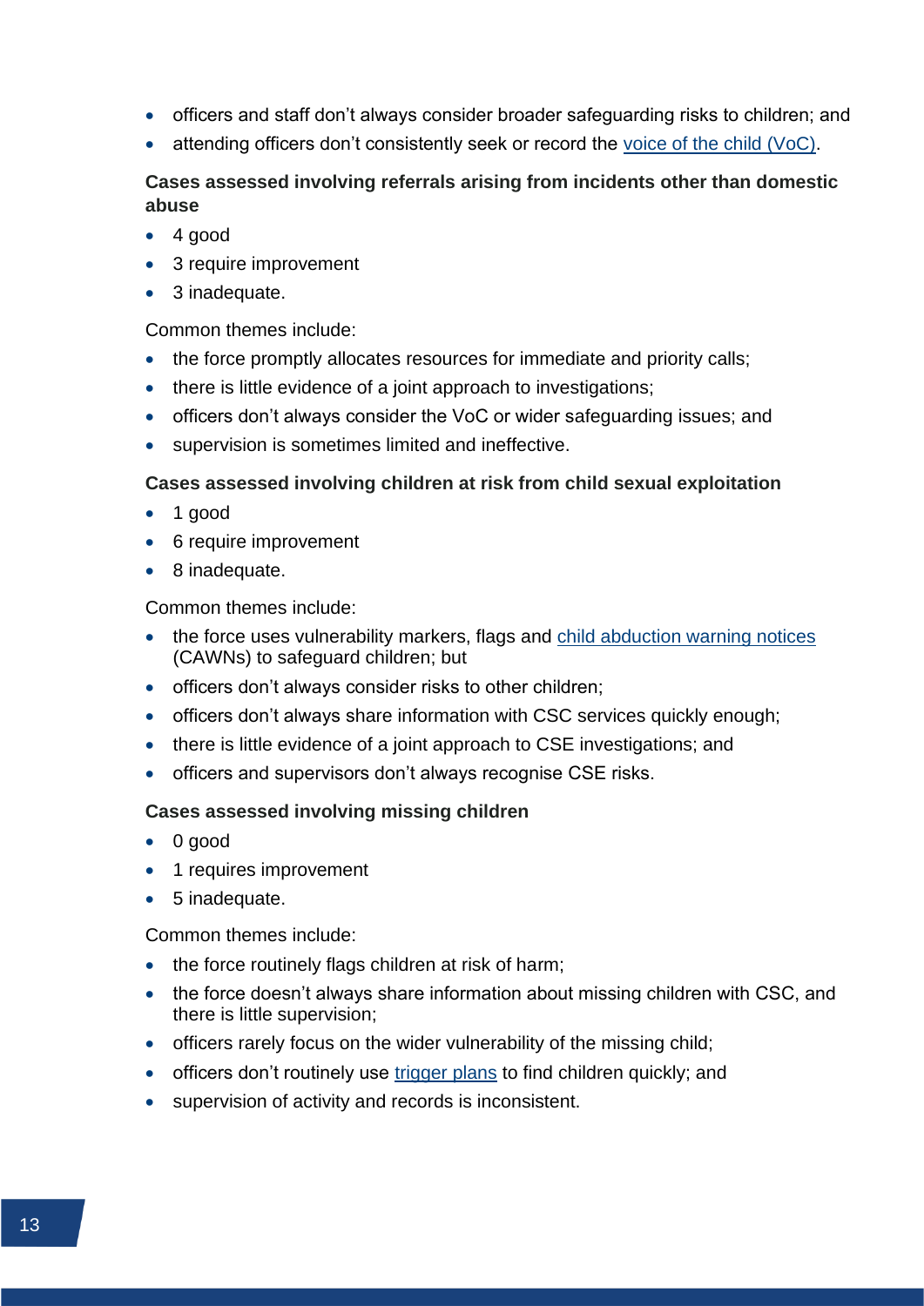- officers and staff don't always consider broader safeguarding risks to children; and
- attending officers don't consistently seek or record the voice of the child (VoC).

**Cases assessed involving referrals arising from incidents other than domestic abuse**

- 4 good
- 3 require improvement
- 3 inadequate.

Common themes include:

- the force promptly allocates resources for immediate and priority calls;
- there is little evidence of a joint approach to investigations;
- officers don't always consider the VoC or wider safeguarding issues; and
- supervision is sometimes limited and ineffective.

**Cases assessed involving children at risk from child sexual exploitation**

- 1 good
- 6 require improvement
- 8 inadequate.

Common themes include:

- the force uses vulnerability markers, flags and child abduction warning notices (CAWNs) to safeguard children; but
- officers don't always consider risks to other children;
- officers don't always share information with CSC services quickly enough;
- there is little evidence of a joint approach to CSE investigations; and
- officers and supervisors don't always recognise CSE risks.

**Cases assessed involving missing children**

- 0 good
- 1 requires improvement
- 5 inadequate.

Common themes include:

- the force routinely flags children at risk of harm;
- the force doesn't always share information about missing children with CSC, and there is little supervision;
- officers rarely focus on the wider vulnerability of the missing child;
- officers don't routinely use trigger plans to find children quickly; and
- supervision of activity and records is inconsistent.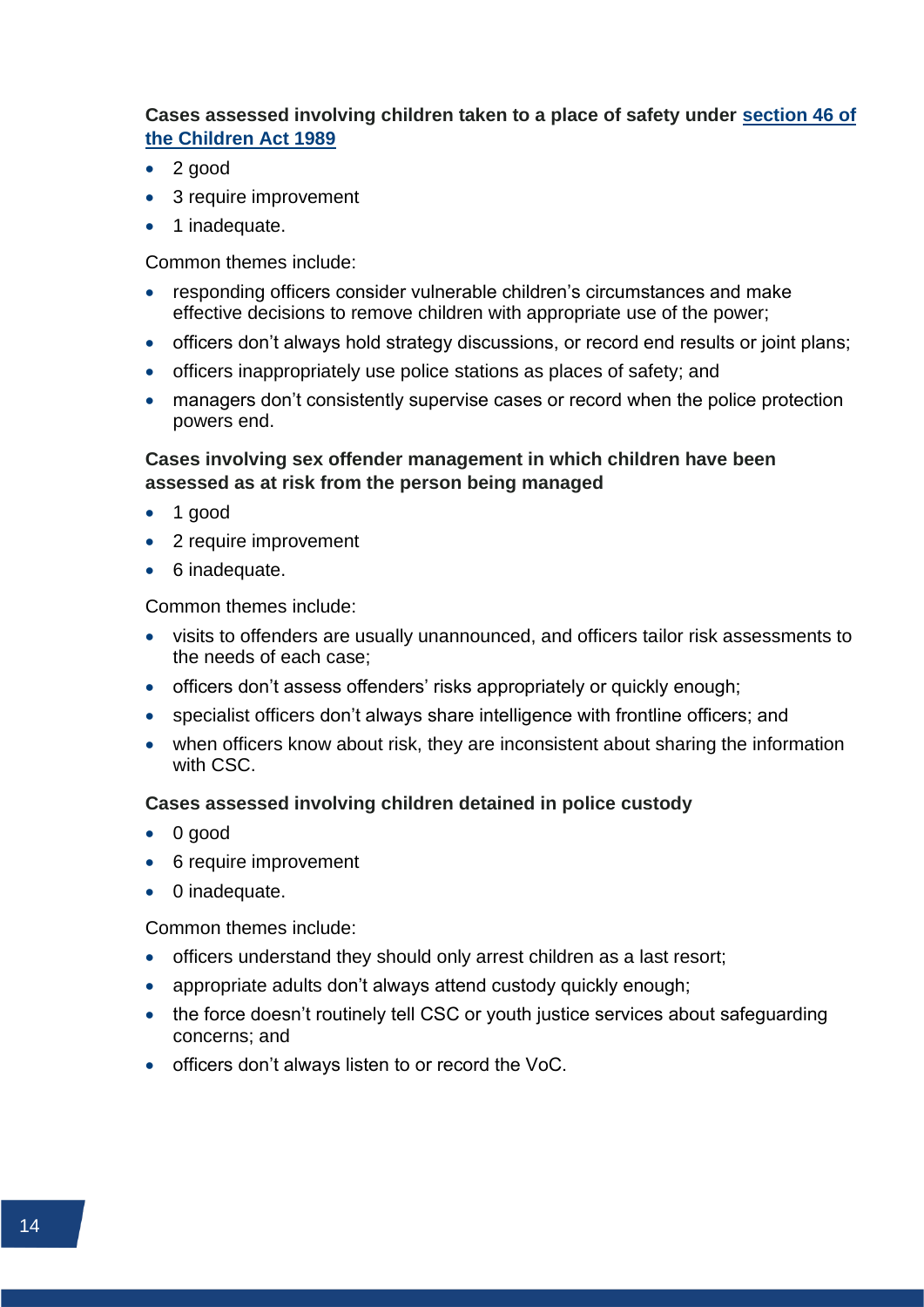**Cases assessed involving children taken to a place of safety under [section 46 of the Children Act 1989](#)**

- 2 good
- 3 require improvement
- 1 inadequate.

Common themes include:

- responding officers consider vulnerable children's circumstances and make effective decisions to remove children with appropriate use of the power;
- officers don't always hold strategy discussions, or record end results or joint plans;
- officers inappropriately use police stations as places of safety; and
- managers don't consistently supervise cases or record when the police protection powers end.

**Cases involving sex offender management in which children have been assessed as at risk from the person being managed**

- 1 good
- 2 require improvement
- 6 inadequate.

Common themes include:

- visits to offenders are usually unannounced, and officers tailor risk assessments to the needs of each case;
- officers don't assess offenders' risks appropriately or quickly enough;
- specialist officers don't always share intelligence with frontline officers; and
- when officers know about risk, they are inconsistent about sharing the information with CSC.

**Cases assessed involving children detained in police custody**

- 0 good
- 6 require improvement
- 0 inadequate.

Common themes include:

- officers understand they should only arrest children as a last resort;
- appropriate adults don't always attend custody quickly enough;
- the force doesn't routinely tell CSC or youth justice services about safeguarding concerns; and
- officers don't always listen to or record the VoC.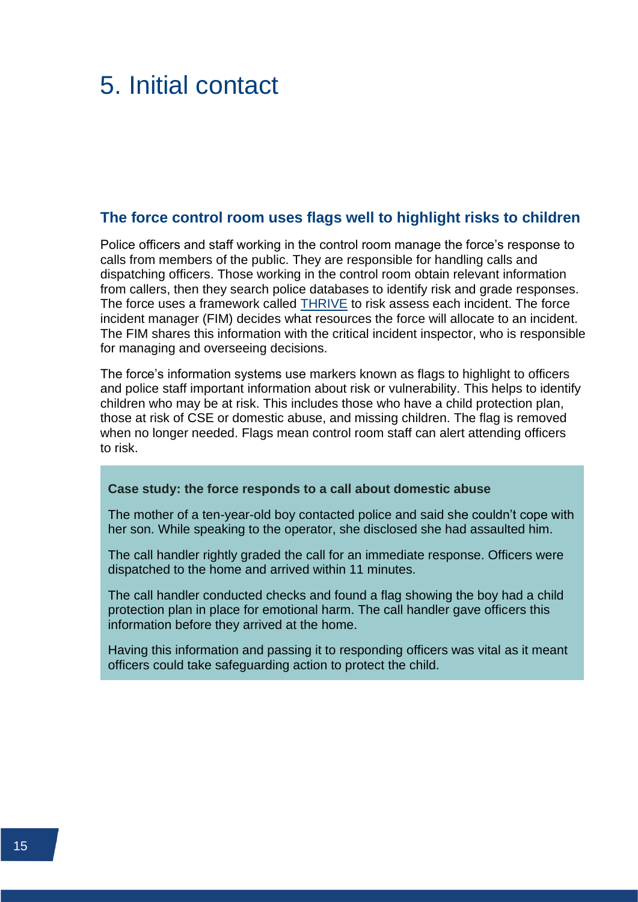# 5. Initial contact

## The force control room uses flags well to highlight risks to children

Police officers and staff working in the control room manage the force's response to calls from members of the public. They are responsible for handling calls and dispatching officers. Those working in the control room obtain relevant information from callers, then they search police databases to identify risk and grade responses. The force uses a framework called THRIVE to risk assess each incident. The force incident manager (FIM) decides what resources the force will allocate to an incident. The FIM shares this information with the critical incident inspector, who is responsible for managing and overseeing decisions.

The force's information systems use markers known as flags to highlight to officers and police staff important information about risk or vulnerability. This helps to identify children who may be at risk. This includes those who have a child protection plan, those at risk of CSE or domestic abuse, and missing children. The flag is removed when no longer needed. Flags mean control room staff can alert attending officers to risk.

**Case study: the force responds to a call about domestic abuse**

The mother of a ten-year-old boy contacted police and said she couldn't cope with her son. While speaking to the operator, she disclosed she had assaulted him.

The call handler rightly graded the call for an immediate response. Officers were dispatched to the home and arrived within 11 minutes.

The call handler conducted checks and found a flag showing the boy had a child protection plan in place for emotional harm. The call handler gave officers this information before they arrived at the home.

Having this information and passing it to responding officers was vital as it meant officers could take safeguarding action to protect the child.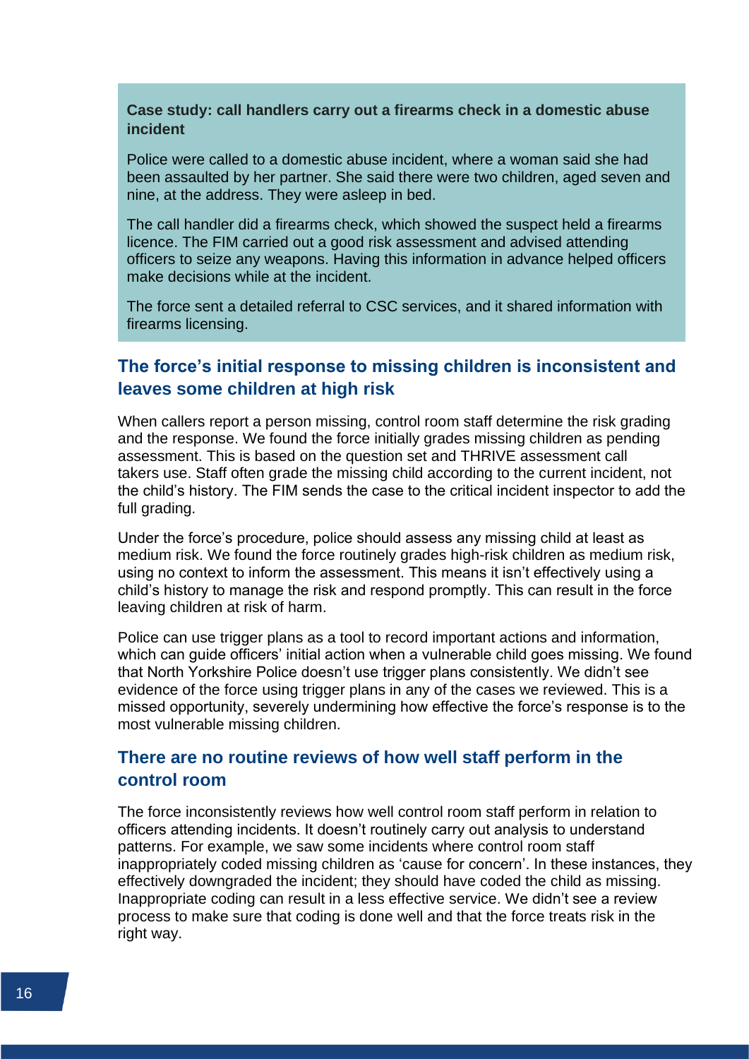**Case study: call handlers carry out a firearms check in a domestic abuse incident**

Police were called to a domestic abuse incident, where a woman said she had been assaulted by her partner. She said there were two children, aged seven and nine, at the address. They were asleep in bed.

The call handler did a firearms check, which showed the suspect held a firearms licence. The FIM carried out a good risk assessment and advised attending officers to seize any weapons. Having this information in advance helped officers make decisions while at the incident.

The force sent a detailed referral to CSC services, and it shared information with firearms licensing.

## The force's initial response to missing children is inconsistent and leaves some children at high risk

When callers report a person missing, control room staff determine the risk grading and the response. We found the force initially grades missing children as pending assessment. This is based on the question set and THRIVE assessment call takers use. Staff often grade the missing child according to the current incident, not the child's history. The FIM sends the case to the critical incident inspector to add the full grading.

Under the force's procedure, police should assess any missing child at least as medium risk. We found the force routinely grades high-risk children as medium risk, using no context to inform the assessment. This means it isn't effectively using a child's history to manage the risk and respond promptly. This can result in the force leaving children at risk of harm.

Police can use trigger plans as a tool to record important actions and information, which can guide officers' initial action when a vulnerable child goes missing. We found that North Yorkshire Police doesn't use trigger plans consistently. We didn't see evidence of the force using trigger plans in any of the cases we reviewed. This is a missed opportunity, severely undermining how effective the force's response is to the most vulnerable missing children.

## There are no routine reviews of how well staff perform in the control room

The force inconsistently reviews how well control room staff perform in relation to officers attending incidents. It doesn't routinely carry out analysis to understand patterns. For example, we saw some incidents where control room staff inappropriately coded missing children as 'cause for concern'. In these instances, they effectively downgraded the incident; they should have coded the child as missing. Inappropriate coding can result in a less effective service. We didn't see a review process to make sure that coding is done well and that the force treats risk in the right way.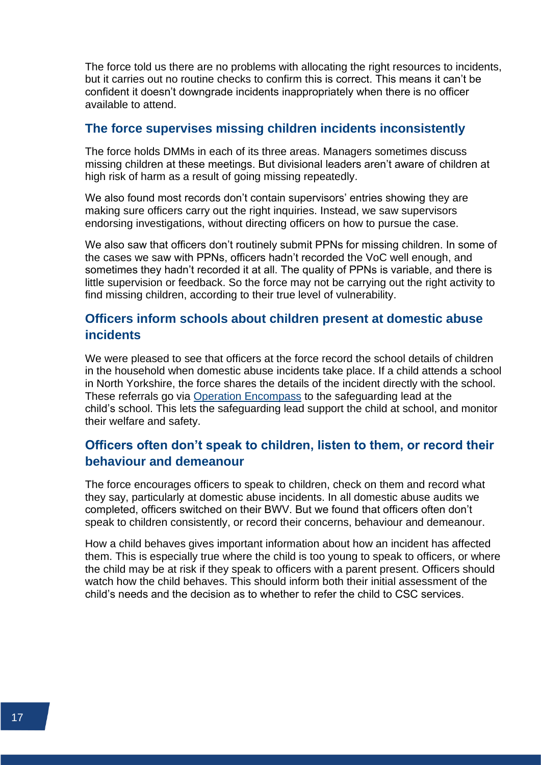The force told us there are no problems with allocating the right resources to incidents, but it carries out no routine checks to confirm this is correct. This means it can't be confident it doesn't downgrade incidents inappropriately when there is no officer available to attend.

## The force supervises missing children incidents inconsistently

The force holds DMMs in each of its three areas. Managers sometimes discuss missing children at these meetings. But divisional leaders aren't aware of children at high risk of harm as a result of going missing repeatedly.

We also found most records don't contain supervisors' entries showing they are making sure officers carry out the right inquiries. Instead, we saw supervisors endorsing investigations, without directing officers on how to pursue the case.

We also saw that officers don't routinely submit PPNs for missing children. In some of the cases we saw with PPNs, officers hadn't recorded the VoC well enough, and sometimes they hadn't recorded it at all. The quality of PPNs is variable, and there is little supervision or feedback. So the force may not be carrying out the right activity to find missing children, according to their true level of vulnerability.

## Officers inform schools about children present at domestic abuse incidents

We were pleased to see that officers at the force record the school details of children in the household when domestic abuse incidents take place. If a child attends a school in North Yorkshire, the force shares the details of the incident directly with the school. These referrals go via Operation Encompass to the safeguarding lead at the child's school. This lets the safeguarding lead support the child at school, and monitor their welfare and safety.

## Officers often don't speak to children, listen to them, or record their behaviour and demeanour

The force encourages officers to speak to children, check on them and record what they say, particularly at domestic abuse incidents. In all domestic abuse audits we completed, officers switched on their BWV. But we found that officers often don't speak to children consistently, or record their concerns, behaviour and demeanour.

How a child behaves gives important information about how an incident has affected them. This is especially true where the child is too young to speak to officers, or where the child may be at risk if they speak to officers with a parent present. Officers should watch how the child behaves. This should inform both their initial assessment of the child's needs and the decision as to whether to refer the child to CSC services.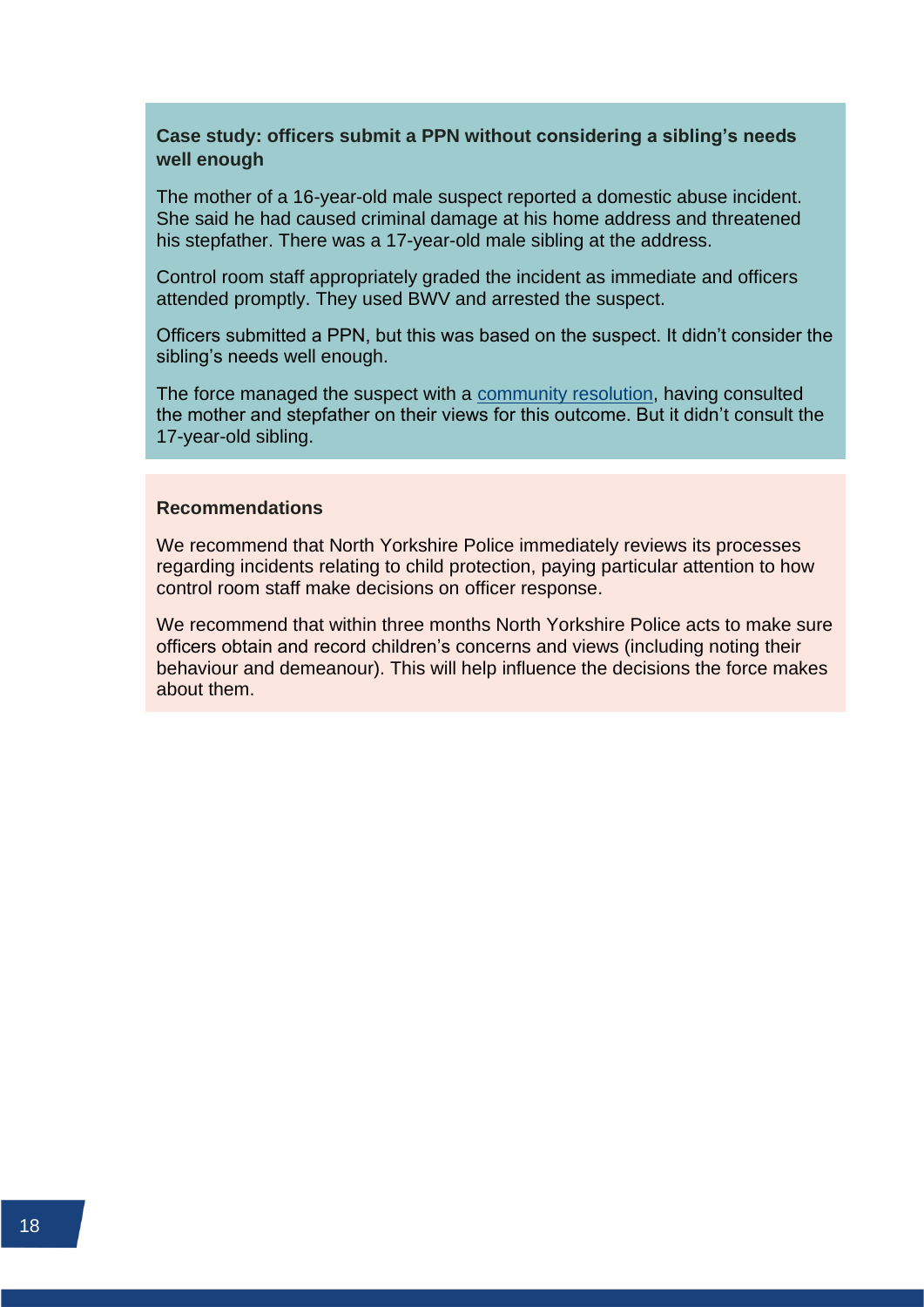**Case study: officers submit a PPN without considering a sibling's needs well enough**

The mother of a 16-year-old male suspect reported a domestic abuse incident. She said he had caused criminal damage at his home address and threatened his stepfather. There was a 17-year-old male sibling at the address.

Control room staff appropriately graded the incident as immediate and officers attended promptly. They used BWV and arrested the suspect.

Officers submitted a PPN, but this was based on the suspect. It didn't consider the sibling's needs well enough.

The force managed the suspect with a community resolution, having consulted the mother and stepfather on their views for this outcome. But it didn't consult the 17-year-old sibling.

**Recommendations**

We recommend that North Yorkshire Police immediately reviews its processes regarding incidents relating to child protection, paying particular attention to how control room staff make decisions on officer response.

We recommend that within three months North Yorkshire Police acts to make sure officers obtain and record children's concerns and views (including noting their behaviour and demeanour). This will help influence the decisions the force makes about them.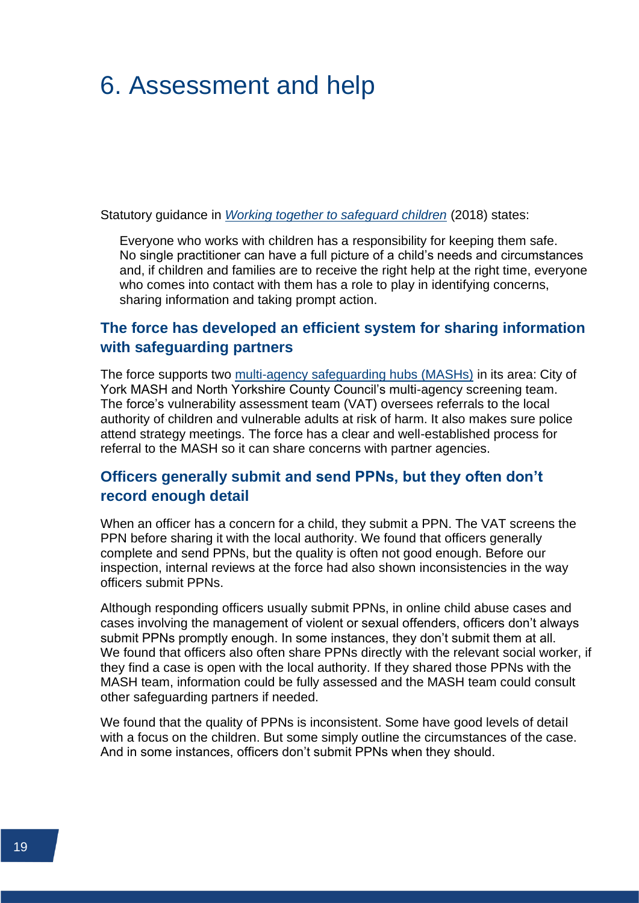# 6. Assessment and help

Statutory guidance in *Working together to safeguard children* (2018) states:

> Everyone who works with children has a responsibility for keeping them safe. No single practitioner can have a full picture of a child's needs and circumstances and, if children and families are to receive the right help at the right time, everyone who comes into contact with them has a role to play in identifying concerns, sharing information and taking prompt action.

## The force has developed an efficient system for sharing information with safeguarding partners

The force supports two multi-agency safeguarding hubs (MASHs) in its area: City of York MASH and North Yorkshire County Council's multi-agency screening team. The force's vulnerability assessment team (VAT) oversees referrals to the local authority of children and vulnerable adults at risk of harm. It also makes sure police attend strategy meetings. The force has a clear and well-established process for referral to the MASH so it can share concerns with partner agencies.

## Officers generally submit and send PPNs, but they often don't record enough detail

When an officer has a concern for a child, they submit a PPN. The VAT screens the PPN before sharing it with the local authority. We found that officers generally complete and send PPNs, but the quality is often not good enough. Before our inspection, internal reviews at the force had also shown inconsistencies in the way officers submit PPNs.

Although responding officers usually submit PPNs, in online child abuse cases and cases involving the management of violent or sexual offenders, officers don't always submit PPNs promptly enough. In some instances, they don't submit them at all. We found that officers also often share PPNs directly with the relevant social worker, if they find a case is open with the local authority. If they shared those PPNs with the MASH team, information could be fully assessed and the MASH team could consult other safeguarding partners if needed.

We found that the quality of PPNs is inconsistent. Some have good levels of detail with a focus on the children. But some simply outline the circumstances of the case. And in some instances, officers don't submit PPNs when they should.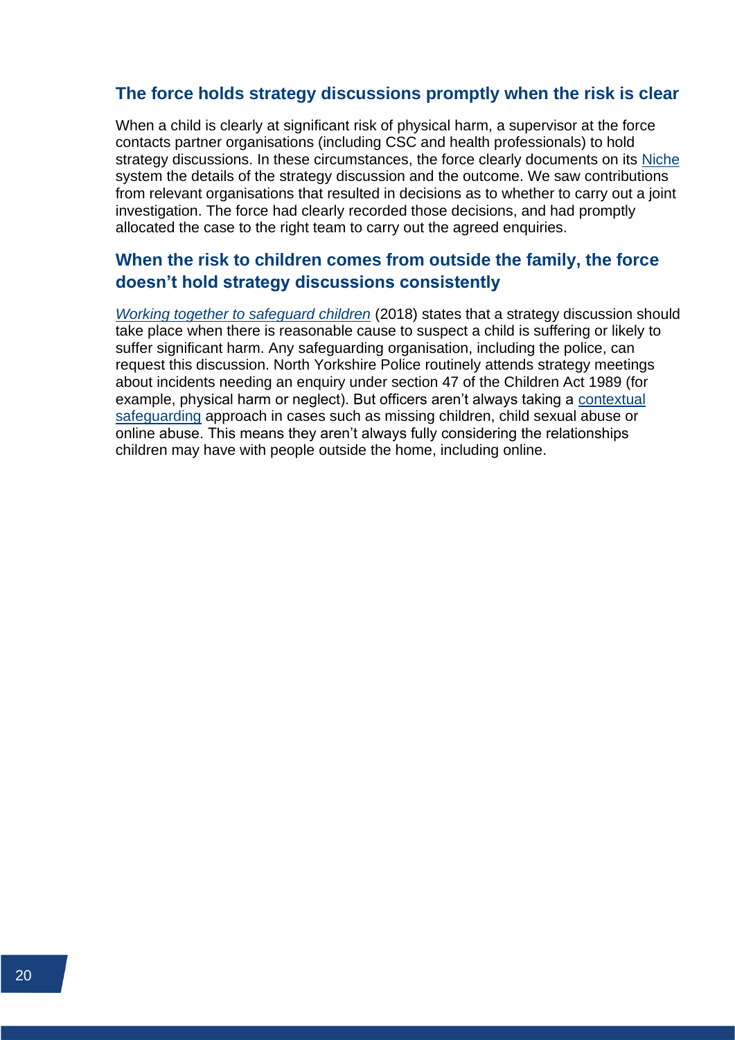## The force holds strategy discussions promptly when the risk is clear

When a child is clearly at significant risk of physical harm, a supervisor at the force contacts partner organisations (including CSC and health professionals) to hold strategy discussions. In these circumstances, the force clearly documents on its Niche system the details of the strategy discussion and the outcome. We saw contributions from relevant organisations that resulted in decisions as to whether to carry out a joint investigation. The force had clearly recorded those decisions, and had promptly allocated the case to the right team to carry out the agreed enquiries.

## When the risk to children comes from outside the family, the force doesn't hold strategy discussions consistently

*Working together to safeguard children* (2018) states that a strategy discussion should take place when there is reasonable cause to suspect a child is suffering or likely to suffer significant harm. Any safeguarding organisation, including the police, can request this discussion. North Yorkshire Police routinely attends strategy meetings about incidents needing an enquiry under section 47 of the Children Act 1989 (for example, physical harm or neglect). But officers aren't always taking a contextual safeguarding approach in cases such as missing children, child sexual abuse or online abuse. This means they aren't always fully considering the relationships children may have with people outside the home, including online.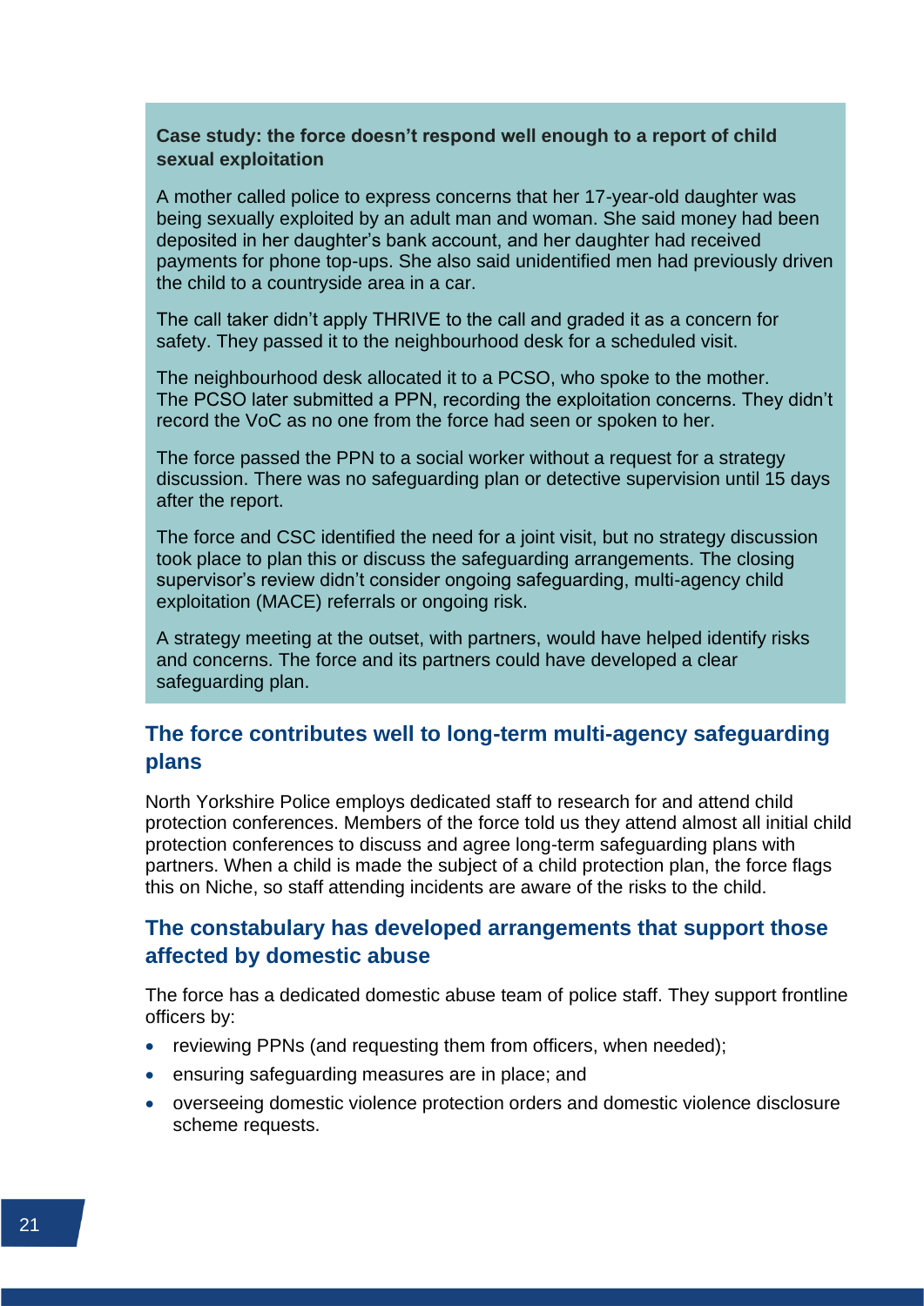**Case study: the force doesn't respond well enough to a report of child sexual exploitation**

A mother called police to express concerns that her 17-year-old daughter was being sexually exploited by an adult man and woman. She said money had been deposited in her daughter's bank account, and her daughter had received payments for phone top-ups. She also said unidentified men had previously driven the child to a countryside area in a car.

The call taker didn't apply THRIVE to the call and graded it as a concern for safety. They passed it to the neighbourhood desk for a scheduled visit.

The neighbourhood desk allocated it to a PCSO, who spoke to the mother. The PCSO later submitted a PPN, recording the exploitation concerns. They didn't record the VoC as no one from the force had seen or spoken to her.

The force passed the PPN to a social worker without a request for a strategy discussion. There was no safeguarding plan or detective supervision until 15 days after the report.

The force and CSC identified the need for a joint visit, but no strategy discussion took place to plan this or discuss the safeguarding arrangements. The closing supervisor's review didn't consider ongoing safeguarding, multi-agency child exploitation (MACE) referrals or ongoing risk.

A strategy meeting at the outset, with partners, would have helped identify risks and concerns. The force and its partners could have developed a clear safeguarding plan.

## The force contributes well to long-term multi-agency safeguarding plans

North Yorkshire Police employs dedicated staff to research for and attend child protection conferences. Members of the force told us they attend almost all initial child protection conferences to discuss and agree long-term safeguarding plans with partners. When a child is made the subject of a child protection plan, the force flags this on Niche, so staff attending incidents are aware of the risks to the child.

## The constabulary has developed arrangements that support those affected by domestic abuse

The force has a dedicated domestic abuse team of police staff. They support frontline officers by:

- reviewing PPNs (and requesting them from officers, when needed);
- ensuring safeguarding measures are in place; and
- overseeing domestic violence protection orders and domestic violence disclosure scheme requests.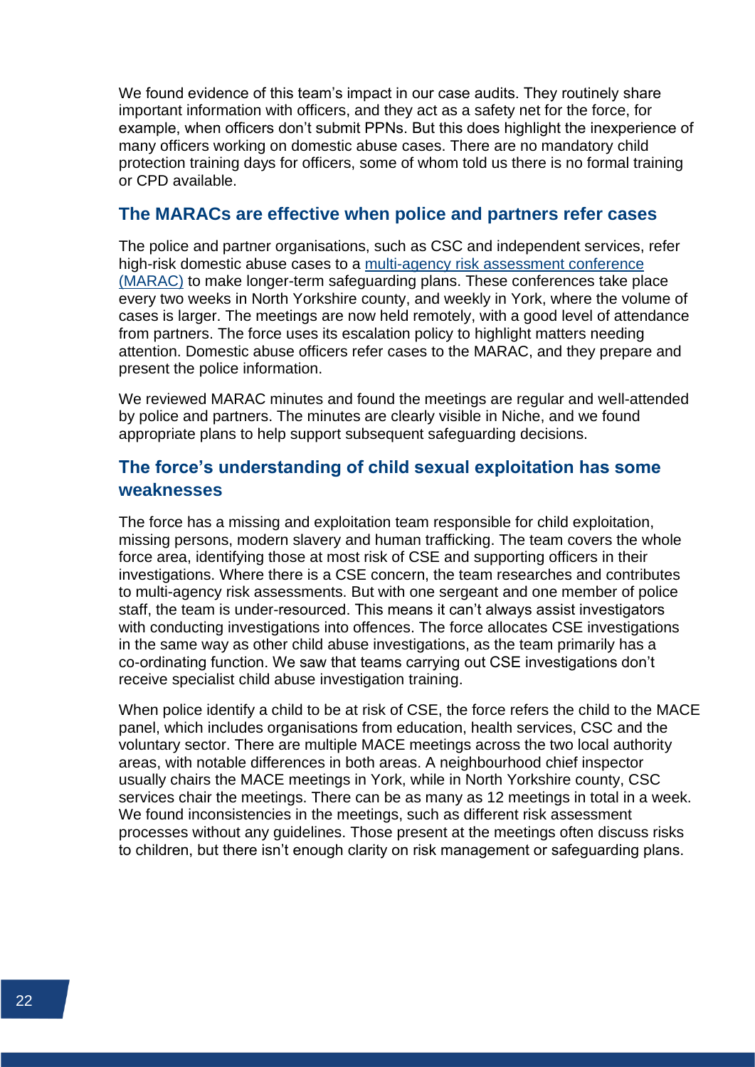We found evidence of this team's impact in our case audits. They routinely share important information with officers, and they act as a safety net for the force, for example, when officers don't submit PPNs. But this does highlight the inexperience of many officers working on domestic abuse cases. There are no mandatory child protection training days for officers, some of whom told us there is no formal training or CPD available.

## The MARACs are effective when police and partners refer cases

The police and partner organisations, such as CSC and independent services, refer high-risk domestic abuse cases to a multi-agency risk assessment conference (MARAC) to make longer-term safeguarding plans. These conferences take place every two weeks in North Yorkshire county, and weekly in York, where the volume of cases is larger. The meetings are now held remotely, with a good level of attendance from partners. The force uses its escalation policy to highlight matters needing attention. Domestic abuse officers refer cases to the MARAC, and they prepare and present the police information.

We reviewed MARAC minutes and found the meetings are regular and well-attended by police and partners. The minutes are clearly visible in Niche, and we found appropriate plans to help support subsequent safeguarding decisions.

## The force's understanding of child sexual exploitation has some weaknesses

The force has a missing and exploitation team responsible for child exploitation, missing persons, modern slavery and human trafficking. The team covers the whole force area, identifying those at most risk of CSE and supporting officers in their investigations. Where there is a CSE concern, the team researches and contributes to multi-agency risk assessments. But with one sergeant and one member of police staff, the team is under-resourced. This means it can't always assist investigators with conducting investigations into offences. The force allocates CSE investigations in the same way as other child abuse investigations, as the team primarily has a co-ordinating function. We saw that teams carrying out CSE investigations don't receive specialist child abuse investigation training.

When police identify a child to be at risk of CSE, the force refers the child to the MACE panel, which includes organisations from education, health services, CSC and the voluntary sector. There are multiple MACE meetings across the two local authority areas, with notable differences in both areas. A neighbourhood chief inspector usually chairs the MACE meetings in York, while in North Yorkshire county, CSC services chair the meetings. There can be as many as 12 meetings in total in a week. We found inconsistencies in the meetings, such as different risk assessment processes without any guidelines. Those present at the meetings often discuss risks to children, but there isn't enough clarity on risk management or safeguarding plans.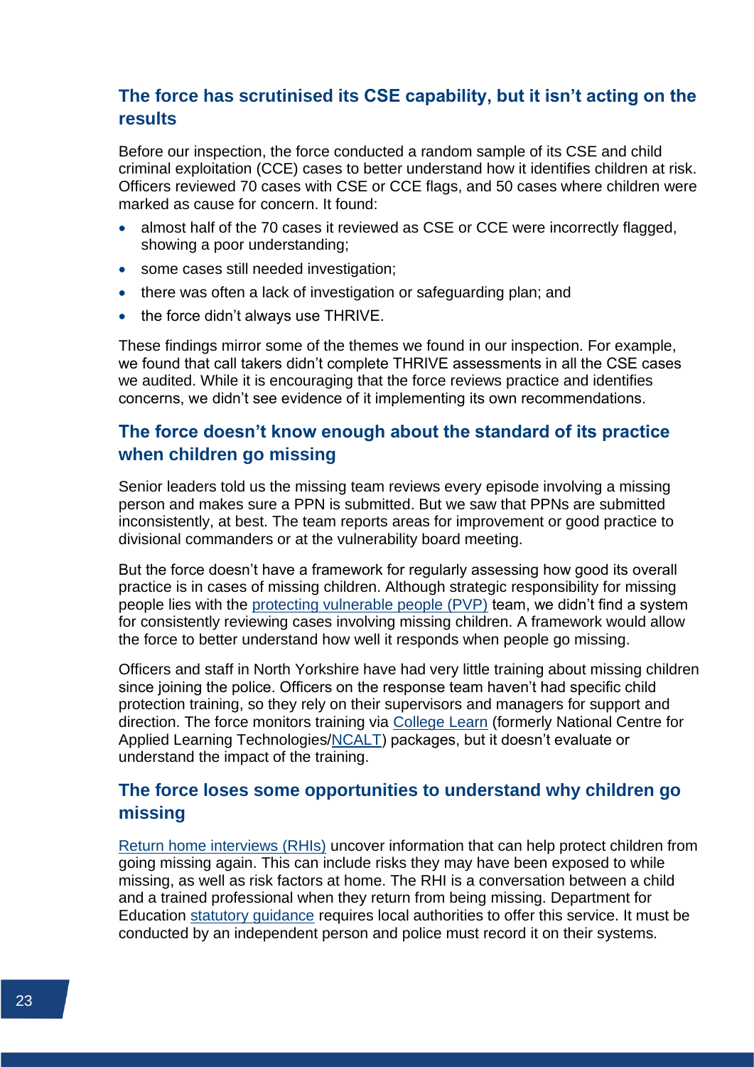## The force has scrutinised its CSE capability, but it isn't acting on the results

Before our inspection, the force conducted a random sample of its CSE and child criminal exploitation (CCE) cases to better understand how it identifies children at risk. Officers reviewed 70 cases with CSE or CCE flags, and 50 cases where children were marked as cause for concern. It found:

- almost half of the 70 cases it reviewed as CSE or CCE were incorrectly flagged, showing a poor understanding;
- some cases still needed investigation;
- there was often a lack of investigation or safeguarding plan; and
- the force didn't always use THRIVE.

These findings mirror some of the themes we found in our inspection. For example, we found that call takers didn't complete THRIVE assessments in all the CSE cases we audited. While it is encouraging that the force reviews practice and identifies concerns, we didn't see evidence of it implementing its own recommendations.

## The force doesn't know enough about the standard of its practice when children go missing

Senior leaders told us the missing team reviews every episode involving a missing person and makes sure a PPN is submitted. But we saw that PPNs are submitted inconsistently, at best. The team reports areas for improvement or good practice to divisional commanders or at the vulnerability board meeting.

But the force doesn't have a framework for regularly assessing how good its overall practice is in cases of missing children. Although strategic responsibility for missing people lies with the protecting vulnerable people (PVP) team, we didn't find a system for consistently reviewing cases involving missing children. A framework would allow the force to better understand how well it responds when people go missing.

Officers and staff in North Yorkshire have had very little training about missing children since joining the police. Officers on the response team haven't had specific child protection training, so they rely on their supervisors and managers for support and direction. The force monitors training via College Learn (formerly National Centre for Applied Learning Technologies/NCALT) packages, but it doesn't evaluate or understand the impact of the training.

## The force loses some opportunities to understand why children go missing

Return home interviews (RHIs) uncover information that can help protect children from going missing again. This can include risks they may have been exposed to while missing, as well as risk factors at home. The RHI is a conversation between a child and a trained professional when they return from being missing. Department for Education statutory guidance requires local authorities to offer this service. It must be conducted by an independent person and police must record it on their systems.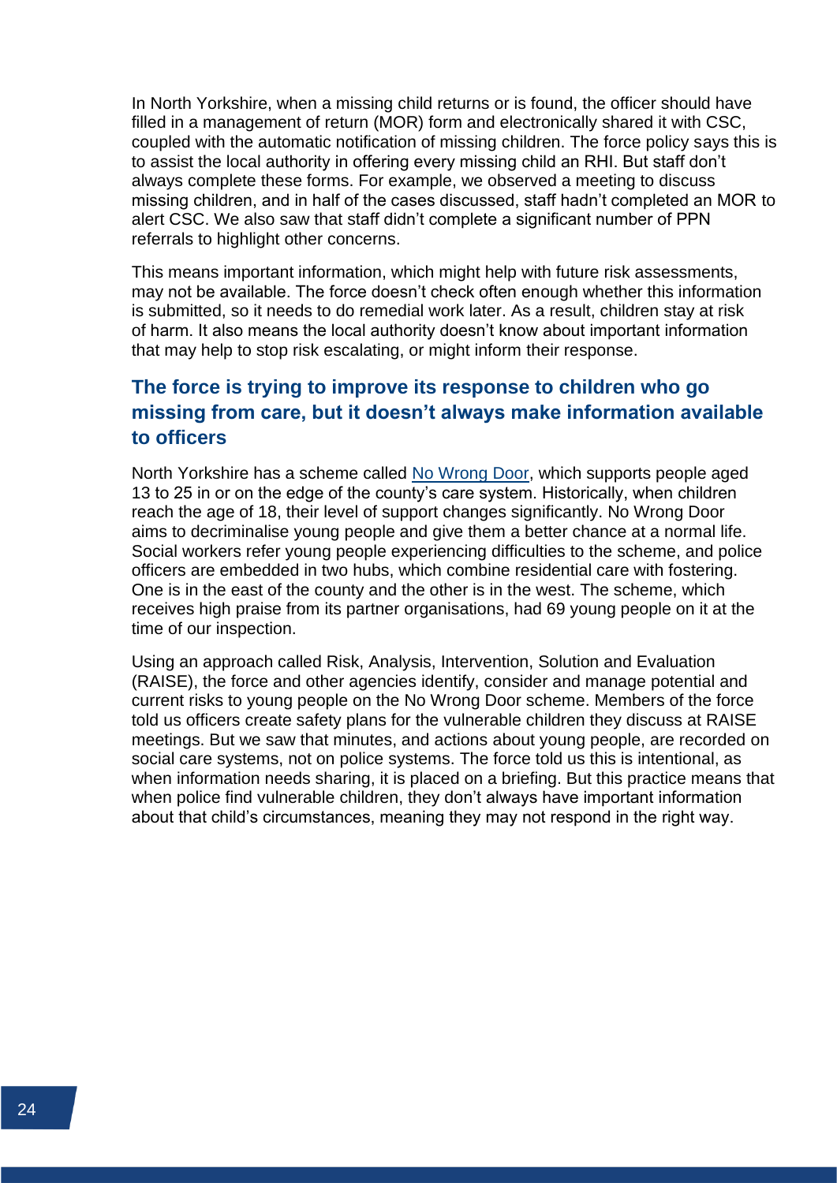In North Yorkshire, when a missing child returns or is found, the officer should have filled in a management of return (MOR) form and electronically shared it with CSC, coupled with the automatic notification of missing children. The force policy says this is to assist the local authority in offering every missing child an RHI. But staff don't always complete these forms. For example, we observed a meeting to discuss missing children, and in half of the cases discussed, staff hadn't completed an MOR to alert CSC. We also saw that staff didn't complete a significant number of PPN referrals to highlight other concerns.

This means important information, which might help with future risk assessments, may not be available. The force doesn't check often enough whether this information is submitted, so it needs to do remedial work later. As a result, children stay at risk of harm. It also means the local authority doesn't know about important information that may help to stop risk escalating, or might inform their response.

## The force is trying to improve its response to children who go missing from care, but it doesn't always make information available to officers

North Yorkshire has a scheme called No Wrong Door, which supports people aged 13 to 25 in or on the edge of the county's care system. Historically, when children reach the age of 18, their level of support changes significantly. No Wrong Door aims to decriminalise young people and give them a better chance at a normal life. Social workers refer young people experiencing difficulties to the scheme, and police officers are embedded in two hubs, which combine residential care with fostering. One is in the east of the county and the other is in the west. The scheme, which receives high praise from its partner organisations, had 69 young people on it at the time of our inspection.

Using an approach called Risk, Analysis, Intervention, Solution and Evaluation (RAISE), the force and other agencies identify, consider and manage potential and current risks to young people on the No Wrong Door scheme. Members of the force told us officers create safety plans for the vulnerable children they discuss at RAISE meetings. But we saw that minutes, and actions about young people, are recorded on social care systems, not on police systems. The force told us this is intentional, as when information needs sharing, it is placed on a briefing. But this practice means that when police find vulnerable children, they don't always have important information about that child's circumstances, meaning they may not respond in the right way.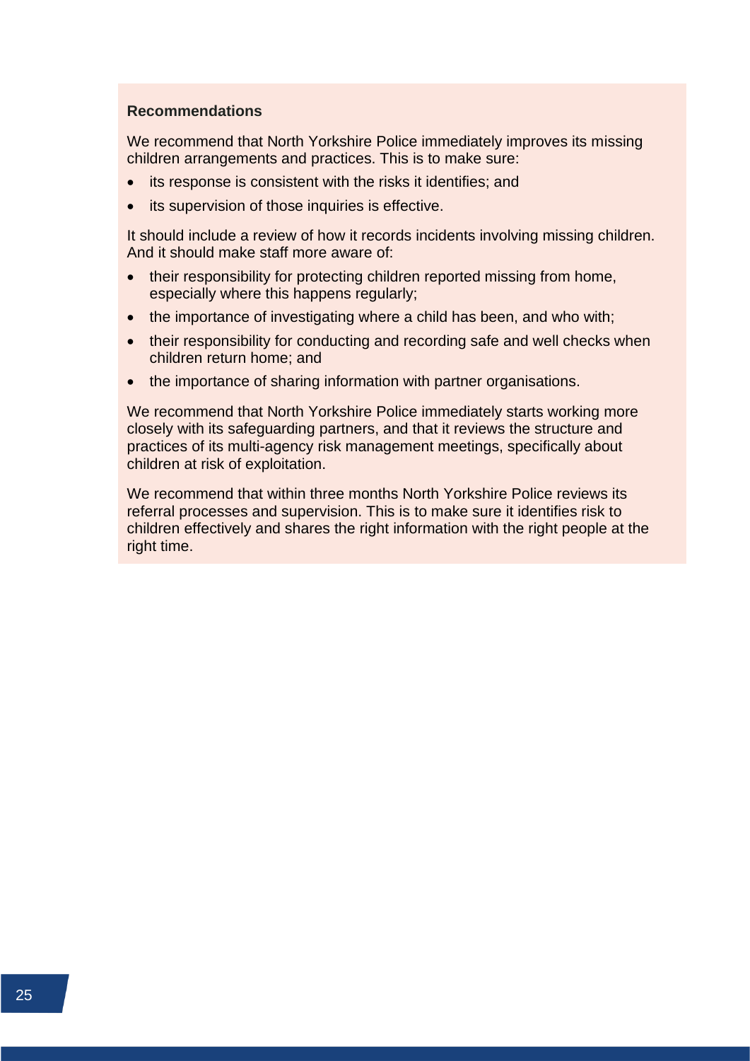**Recommendations**

We recommend that North Yorkshire Police immediately improves its missing children arrangements and practices. This is to make sure:

- its response is consistent with the risks it identifies; and
- its supervision of those inquiries is effective.

It should include a review of how it records incidents involving missing children. And it should make staff more aware of:

- their responsibility for protecting children reported missing from home, especially where this happens regularly;
- the importance of investigating where a child has been, and who with;
- their responsibility for conducting and recording safe and well checks when children return home; and
- the importance of sharing information with partner organisations.

We recommend that North Yorkshire Police immediately starts working more closely with its safeguarding partners, and that it reviews the structure and practices of its multi-agency risk management meetings, specifically about children at risk of exploitation.

We recommend that within three months North Yorkshire Police reviews its referral processes and supervision. This is to make sure it identifies risk to children effectively and shares the right information with the right people at the right time.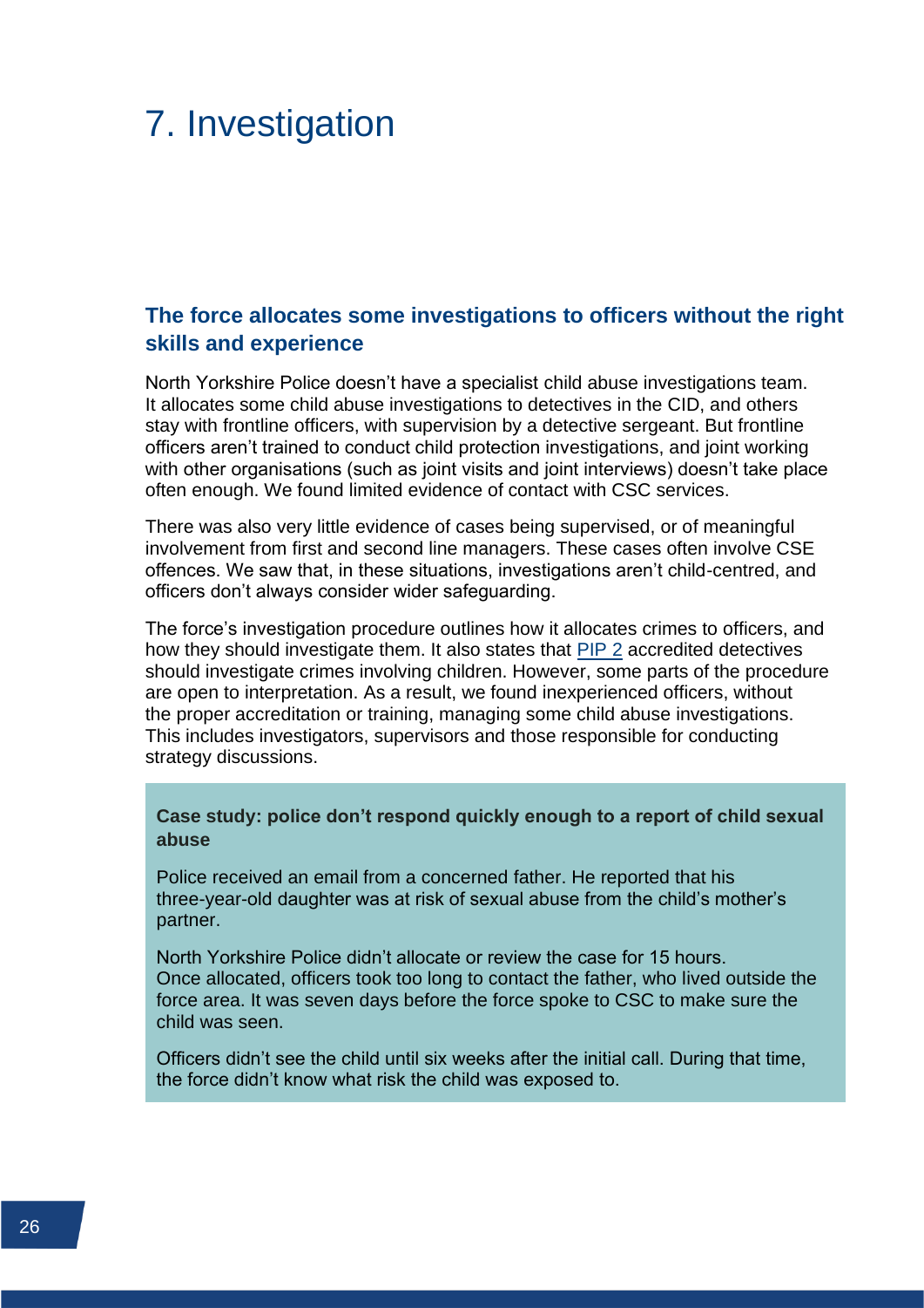# 7. Investigation

## The force allocates some investigations to officers without the right skills and experience

North Yorkshire Police doesn't have a specialist child abuse investigations team. It allocates some child abuse investigations to detectives in the CID, and others stay with frontline officers, with supervision by a detective sergeant. But frontline officers aren't trained to conduct child protection investigations, and joint working with other organisations (such as joint visits and joint interviews) doesn't take place often enough. We found limited evidence of contact with CSC services.

There was also very little evidence of cases being supervised, or of meaningful involvement from first and second line managers. These cases often involve CSE offences. We saw that, in these situations, investigations aren't child-centred, and officers don't always consider wider safeguarding.

The force's investigation procedure outlines how it allocates crimes to officers, and how they should investigate them. It also states that PIP 2 accredited detectives should investigate crimes involving children. However, some parts of the procedure are open to interpretation. As a result, we found inexperienced officers, without the proper accreditation or training, managing some child abuse investigations. This includes investigators, supervisors and those responsible for conducting strategy discussions.

**Case study: police don't respond quickly enough to a report of child sexual abuse**

Police received an email from a concerned father. He reported that his three-year-old daughter was at risk of sexual abuse from the child's mother's partner.

North Yorkshire Police didn't allocate or review the case for 15 hours. Once allocated, officers took too long to contact the father, who lived outside the force area. It was seven days before the force spoke to CSC to make sure the child was seen.

Officers didn't see the child until six weeks after the initial call. During that time, the force didn't know what risk the child was exposed to.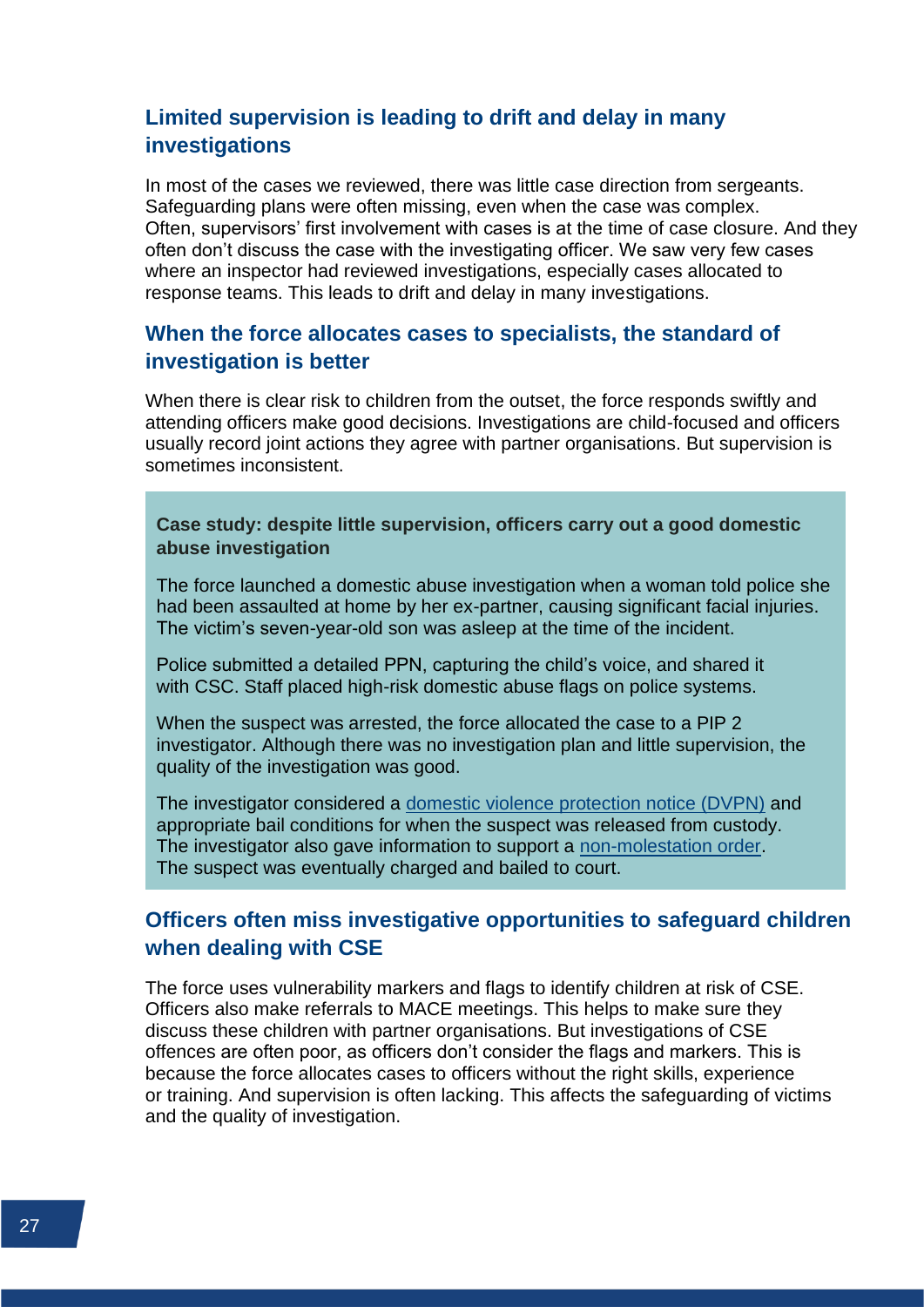### Limited supervision is leading to drift and delay in many investigations

In most of the cases we reviewed, there was little case direction from sergeants. Safeguarding plans were often missing, even when the case was complex. Often, supervisors' first involvement with cases is at the time of case closure. And they often don't discuss the case with the investigating officer. We saw very few cases where an inspector had reviewed investigations, especially cases allocated to response teams. This leads to drift and delay in many investigations.

### When the force allocates cases to specialists, the standard of investigation is better

When there is clear risk to children from the outset, the force responds swiftly and attending officers make good decisions. Investigations are child-focused and officers usually record joint actions they agree with partner organisations. But supervision is sometimes inconsistent.

> **Case study: despite little supervision, officers carry out a good domestic abuse investigation**
>
> The force launched a domestic abuse investigation when a woman told police she had been assaulted at home by her ex-partner, causing significant facial injuries. The victim's seven-year-old son was asleep at the time of the incident.
>
> Police submitted a detailed PPN, capturing the child's voice, and shared it with CSC. Staff placed high-risk domestic abuse flags on police systems.
>
> When the suspect was arrested, the force allocated the case to a PIP 2 investigator. Although there was no investigation plan and little supervision, the quality of the investigation was good.
>
> The investigator considered a domestic violence protection notice (DVPN) and appropriate bail conditions for when the suspect was released from custody. The investigator also gave information to support a non-molestation order. The suspect was eventually charged and bailed to court.

### Officers often miss investigative opportunities to safeguard children when dealing with CSE

The force uses vulnerability markers and flags to identify children at risk of CSE. Officers also make referrals to MACE meetings. This helps to make sure they discuss these children with partner organisations. But investigations of CSE offences are often poor, as officers don't consider the flags and markers. This is because the force allocates cases to officers without the right skills, experience or training. And supervision is often lacking. This affects the safeguarding of victims and the quality of investigation.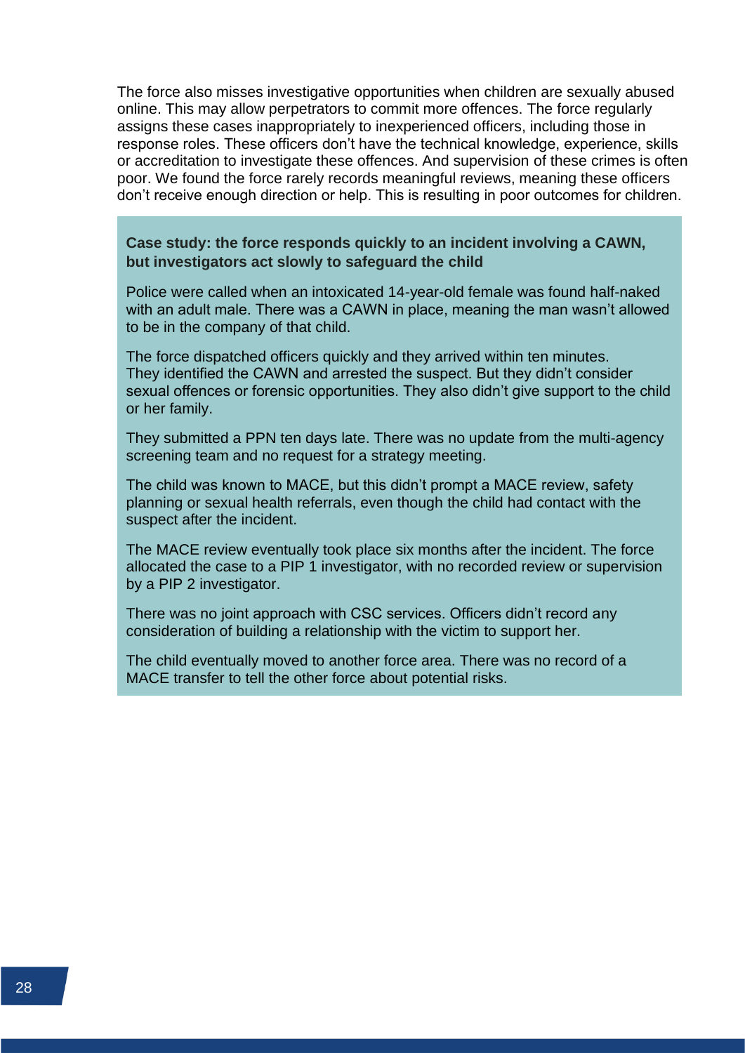The force also misses investigative opportunities when children are sexually abused online. This may allow perpetrators to commit more offences. The force regularly assigns these cases inappropriately to inexperienced officers, including those in response roles. These officers don't have the technical knowledge, experience, skills or accreditation to investigate these offences. And supervision of these crimes is often poor. We found the force rarely records meaningful reviews, meaning these officers don't receive enough direction or help. This is resulting in poor outcomes for children.

**Case study: the force responds quickly to an incident involving a CAWN, but investigators act slowly to safeguard the child**

Police were called when an intoxicated 14-year-old female was found half-naked with an adult male. There was a CAWN in place, meaning the man wasn't allowed to be in the company of that child.

The force dispatched officers quickly and they arrived within ten minutes. They identified the CAWN and arrested the suspect. But they didn't consider sexual offences or forensic opportunities. They also didn't give support to the child or her family.

They submitted a PPN ten days late. There was no update from the multi-agency screening team and no request for a strategy meeting.

The child was known to MACE, but this didn't prompt a MACE review, safety planning or sexual health referrals, even though the child had contact with the suspect after the incident.

The MACE review eventually took place six months after the incident. The force allocated the case to a PIP 1 investigator, with no recorded review or supervision by a PIP 2 investigator.

There was no joint approach with CSC services. Officers didn't record any consideration of building a relationship with the victim to support her.

The child eventually moved to another force area. There was no record of a MACE transfer to tell the other force about potential risks.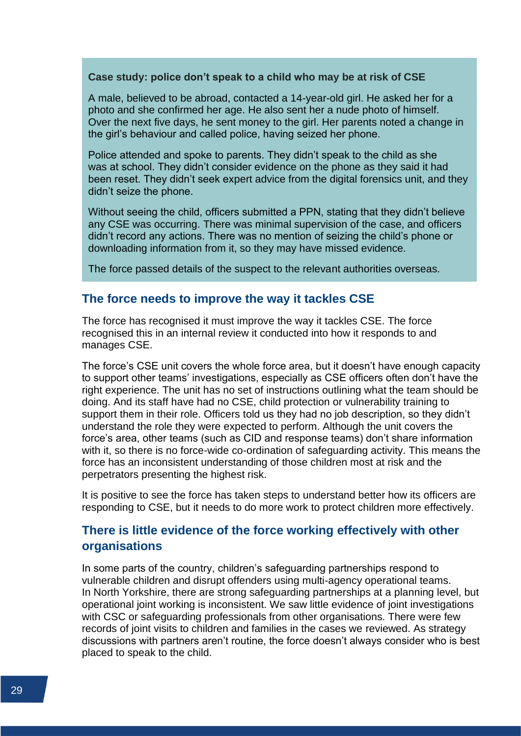**Case study: police don't speak to a child who may be at risk of CSE**

A male, believed to be abroad, contacted a 14-year-old girl. He asked her for a photo and she confirmed her age. He also sent her a nude photo of himself. Over the next five days, he sent money to the girl. Her parents noted a change in the girl's behaviour and called police, having seized her phone.

Police attended and spoke to parents. They didn't speak to the child as she was at school. They didn't consider evidence on the phone as they said it had been reset. They didn't seek expert advice from the digital forensics unit, and they didn't seize the phone.

Without seeing the child, officers submitted a PPN, stating that they didn't believe any CSE was occurring. There was minimal supervision of the case, and officers didn't record any actions. There was no mention of seizing the child's phone or downloading information from it, so they may have missed evidence.

The force passed details of the suspect to the relevant authorities overseas.

## The force needs to improve the way it tackles CSE

The force has recognised it must improve the way it tackles CSE. The force recognised this in an internal review it conducted into how it responds to and manages CSE.

The force's CSE unit covers the whole force area, but it doesn't have enough capacity to support other teams' investigations, especially as CSE officers often don't have the right experience. The unit has no set of instructions outlining what the team should be doing. And its staff have had no CSE, child protection or vulnerability training to support them in their role. Officers told us they had no job description, so they didn't understand the role they were expected to perform. Although the unit covers the force's area, other teams (such as CID and response teams) don't share information with it, so there is no force-wide co-ordination of safeguarding activity. This means the force has an inconsistent understanding of those children most at risk and the perpetrators presenting the highest risk.

It is positive to see the force has taken steps to understand better how its officers are responding to CSE, but it needs to do more work to protect children more effectively.

## There is little evidence of the force working effectively with other organisations

In some parts of the country, children's safeguarding partnerships respond to vulnerable children and disrupt offenders using multi-agency operational teams. In North Yorkshire, there are strong safeguarding partnerships at a planning level, but operational joint working is inconsistent. We saw little evidence of joint investigations with CSC or safeguarding professionals from other organisations. There were few records of joint visits to children and families in the cases we reviewed. As strategy discussions with partners aren't routine, the force doesn't always consider who is best placed to speak to the child.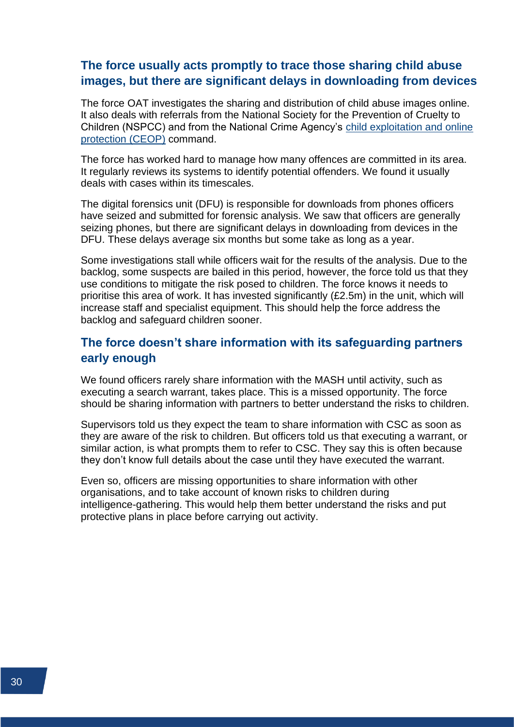## The force usually acts promptly to trace those sharing child abuse images, but there are significant delays in downloading from devices

The force OAT investigates the sharing and distribution of child abuse images online. It also deals with referrals from the National Society for the Prevention of Cruelty to Children (NSPCC) and from the National Crime Agency's [child exploitation and online protection (CEOP)] command.

The force has worked hard to manage how many offences are committed in its area. It regularly reviews its systems to identify potential offenders. We found it usually deals with cases within its timescales.

The digital forensics unit (DFU) is responsible for downloads from phones officers have seized and submitted for forensic analysis. We saw that officers are generally seizing phones, but there are significant delays in downloading from devices in the DFU. These delays average six months but some take as long as a year.

Some investigations stall while officers wait for the results of the analysis. Due to the backlog, some suspects are bailed in this period, however, the force told us that they use conditions to mitigate the risk posed to children. The force knows it needs to prioritise this area of work. It has invested significantly (£2.5m) in the unit, which will increase staff and specialist equipment. This should help the force address the backlog and safeguard children sooner.

## The force doesn't share information with its safeguarding partners early enough

We found officers rarely share information with the MASH until activity, such as executing a search warrant, takes place. This is a missed opportunity. The force should be sharing information with partners to better understand the risks to children.

Supervisors told us they expect the team to share information with CSC as soon as they are aware of the risk to children. But officers told us that executing a warrant, or similar action, is what prompts them to refer to CSC. They say this is often because they don't know full details about the case until they have executed the warrant.

Even so, officers are missing opportunities to share information with other organisations, and to take account of known risks to children during intelligence-gathering. This would help them better understand the risks and put protective plans in place before carrying out activity.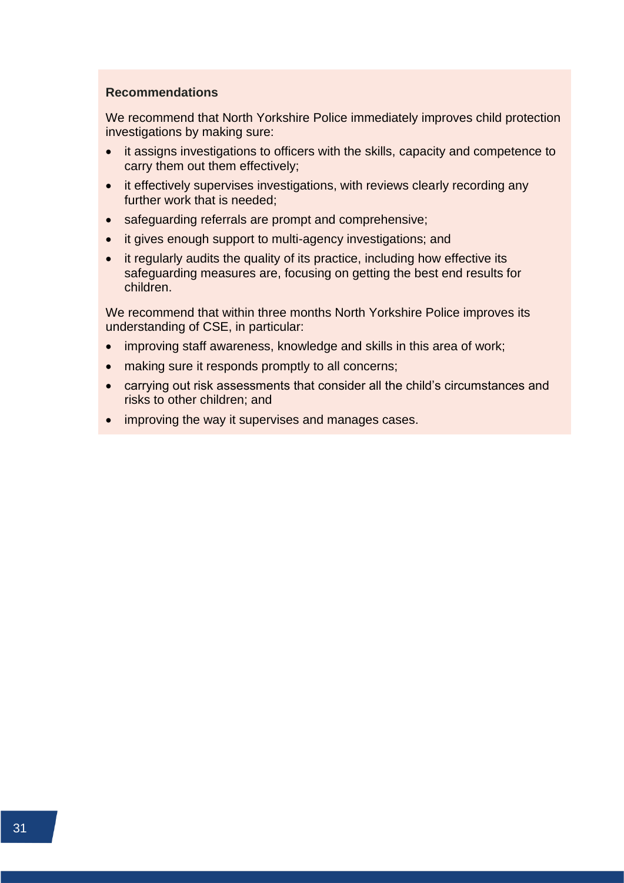**Recommendations**

We recommend that North Yorkshire Police immediately improves child protection investigations by making sure:

- it assigns investigations to officers with the skills, capacity and competence to carry them out them effectively;
- it effectively supervises investigations, with reviews clearly recording any further work that is needed;
- safeguarding referrals are prompt and comprehensive;
- it gives enough support to multi-agency investigations; and
- it regularly audits the quality of its practice, including how effective its safeguarding measures are, focusing on getting the best end results for children.

We recommend that within three months North Yorkshire Police improves its understanding of CSE, in particular:

- improving staff awareness, knowledge and skills in this area of work;
- making sure it responds promptly to all concerns;
- carrying out risk assessments that consider all the child's circumstances and risks to other children; and
- improving the way it supervises and manages cases.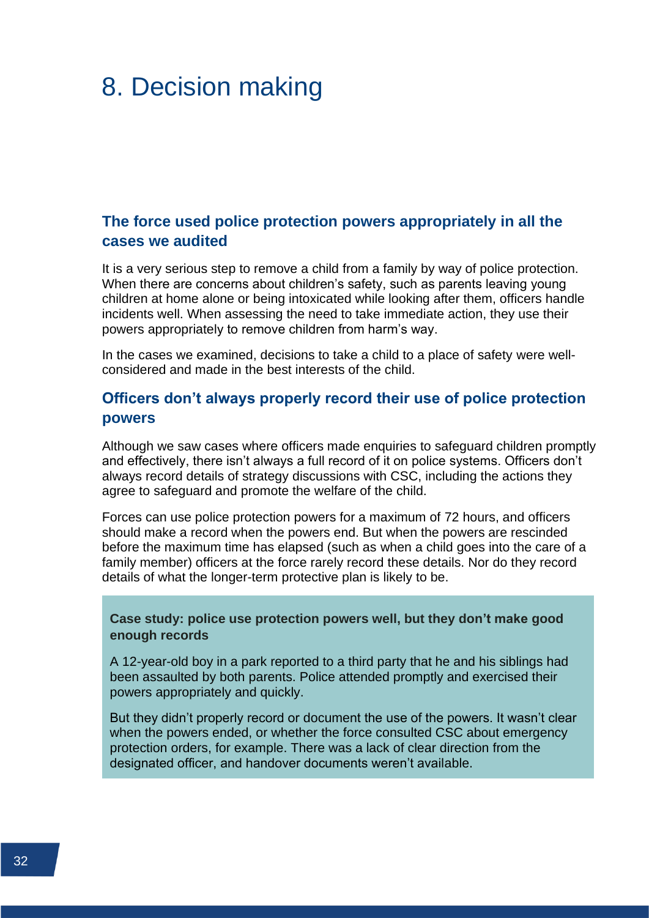# 8. Decision making

## The force used police protection powers appropriately in all the cases we audited

It is a very serious step to remove a child from a family by way of police protection. When there are concerns about children's safety, such as parents leaving young children at home alone or being intoxicated while looking after them, officers handle incidents well. When assessing the need to take immediate action, they use their powers appropriately to remove children from harm's way.

In the cases we examined, decisions to take a child to a place of safety were well-considered and made in the best interests of the child.

## Officers don't always properly record their use of police protection powers

Although we saw cases where officers made enquiries to safeguard children promptly and effectively, there isn't always a full record of it on police systems. Officers don't always record details of strategy discussions with CSC, including the actions they agree to safeguard and promote the welfare of the child.

Forces can use police protection powers for a maximum of 72 hours, and officers should make a record when the powers end. But when the powers are rescinded before the maximum time has elapsed (such as when a child goes into the care of a family member) officers at the force rarely record these details. Nor do they record details of what the longer-term protective plan is likely to be.

**Case study: police use protection powers well, but they don't make good enough records**

A 12-year-old boy in a park reported to a third party that he and his siblings had been assaulted by both parents. Police attended promptly and exercised their powers appropriately and quickly.

But they didn't properly record or document the use of the powers. It wasn't clear when the powers ended, or whether the force consulted CSC about emergency protection orders, for example. There was a lack of clear direction from the designated officer, and handover documents weren't available.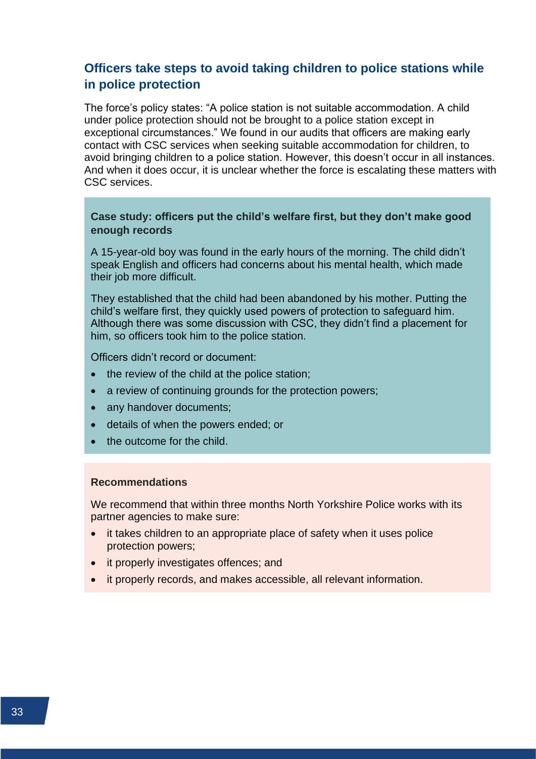## Officers take steps to avoid taking children to police stations while in police protection

The force's policy states: "A police station is not suitable accommodation. A child under police protection should not be brought to a police station except in exceptional circumstances." We found in our audits that officers are making early contact with CSC services when seeking suitable accommodation for children, to avoid bringing children to a police station. However, this doesn't occur in all instances. And when it does occur, it is unclear whether the force is escalating these matters with CSC services.

**Case study: officers put the child's welfare first, but they don't make good enough records**

A 15-year-old boy was found in the early hours of the morning. The child didn't speak English and officers had concerns about his mental health, which made their job more difficult.

They established that the child had been abandoned by his mother. Putting the child's welfare first, they quickly used powers of protection to safeguard him. Although there was some discussion with CSC, they didn't find a placement for him, so officers took him to the police station.

Officers didn't record or document:

- the review of the child at the police station;
- a review of continuing grounds for the protection powers;
- any handover documents;
- details of when the powers ended; or
- the outcome for the child.

**Recommendations**

We recommend that within three months North Yorkshire Police works with its partner agencies to make sure:

- it takes children to an appropriate place of safety when it uses police protection powers;
- it properly investigates offences; and
- it properly records, and makes accessible, all relevant information.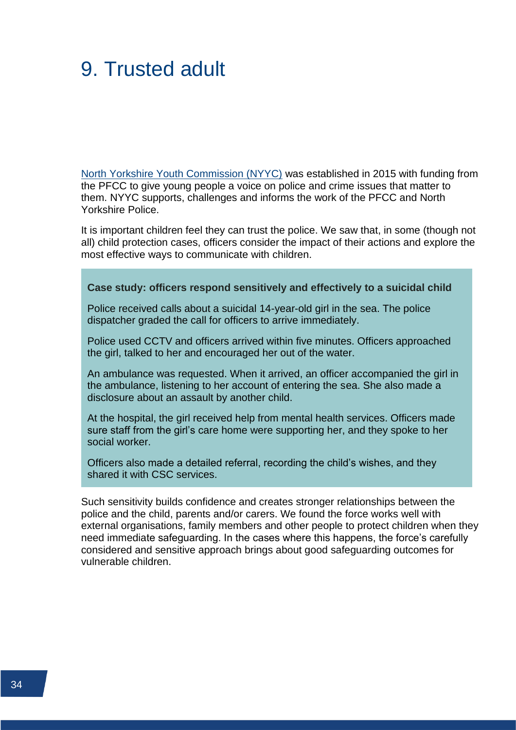# 9. Trusted adult

[North Yorkshire Youth Commission (NYYC)](#) was established in 2015 with funding from the PFCC to give young people a voice on police and crime issues that matter to them. NYYC supports, challenges and informs the work of the PFCC and North Yorkshire Police.

It is important children feel they can trust the police. We saw that, in some (though not all) child protection cases, officers consider the impact of their actions and explore the most effective ways to communicate with children.

> **Case study: officers respond sensitively and effectively to a suicidal child**
>
> Police received calls about a suicidal 14-year-old girl in the sea. The police dispatcher graded the call for officers to arrive immediately.
>
> Police used CCTV and officers arrived within five minutes. Officers approached the girl, talked to her and encouraged her out of the water.
>
> An ambulance was requested. When it arrived, an officer accompanied the girl in the ambulance, listening to her account of entering the sea. She also made a disclosure about an assault by another child.
>
> At the hospital, the girl received help from mental health services. Officers made sure staff from the girl's care home were supporting her, and they spoke to her social worker.
>
> Officers also made a detailed referral, recording the child's wishes, and they shared it with CSC services.

Such sensitivity builds confidence and creates stronger relationships between the police and the child, parents and/or carers. We found the force works well with external organisations, family members and other people to protect children when they need immediate safeguarding. In the cases where this happens, the force's carefully considered and sensitive approach brings about good safeguarding outcomes for vulnerable children.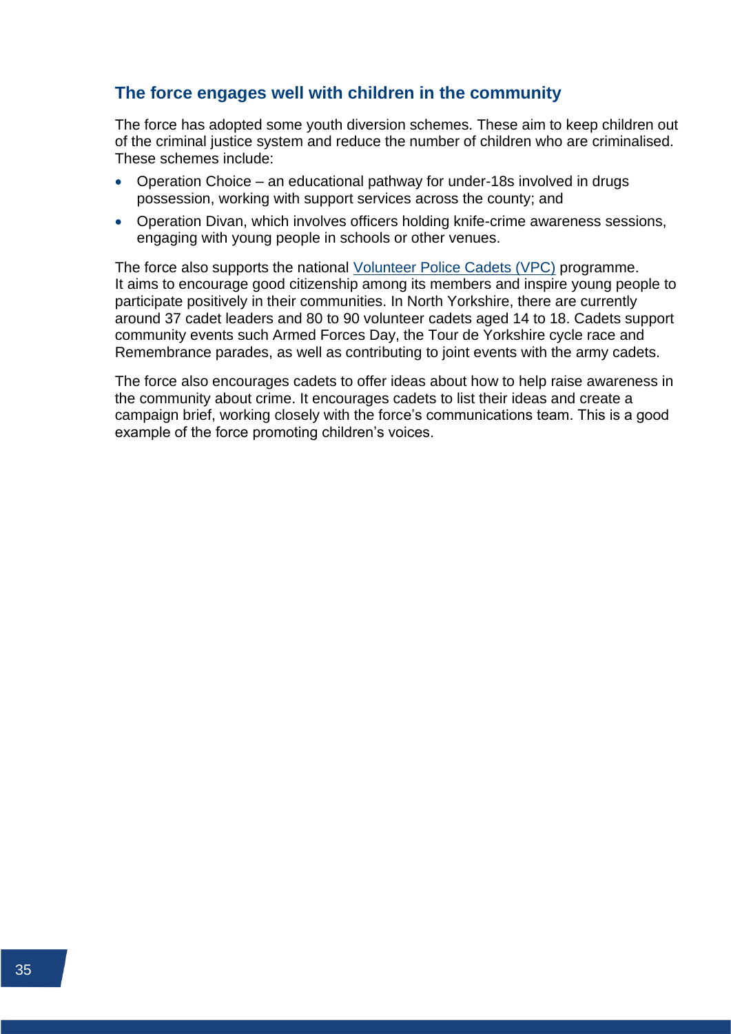### The force engages well with children in the community

The force has adopted some youth diversion schemes. These aim to keep children out of the criminal justice system and reduce the number of children who are criminalised. These schemes include:

- Operation Choice – an educational pathway for under-18s involved in drugs possession, working with support services across the county; and
- Operation Divan, which involves officers holding knife-crime awareness sessions, engaging with young people in schools or other venues.

The force also supports the national [Volunteer Police Cadets (VPC)] programme. It aims to encourage good citizenship among its members and inspire young people to participate positively in their communities. In North Yorkshire, there are currently around 37 cadet leaders and 80 to 90 volunteer cadets aged 14 to 18. Cadets support community events such Armed Forces Day, the Tour de Yorkshire cycle race and Remembrance parades, as well as contributing to joint events with the army cadets.

The force also encourages cadets to offer ideas about how to help raise awareness in the community about crime. It encourages cadets to list their ideas and create a campaign brief, working closely with the force's communications team. This is a good example of the force promoting children's voices.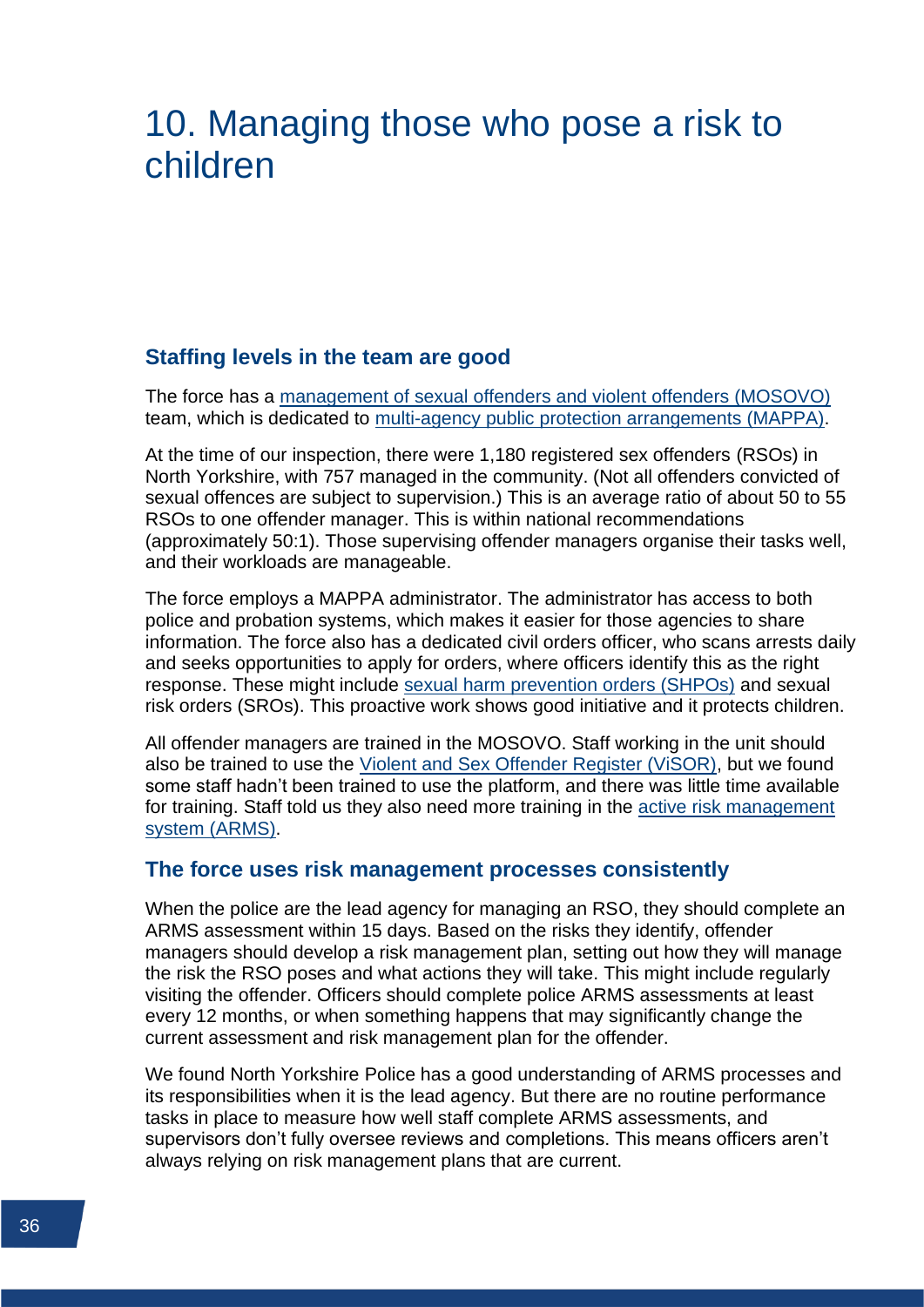# 10. Managing those who pose a risk to children

## Staffing levels in the team are good

The force has a management of sexual offenders and violent offenders (MOSOVO) team, which is dedicated to multi-agency public protection arrangements (MAPPA).

At the time of our inspection, there were 1,180 registered sex offenders (RSOs) in North Yorkshire, with 757 managed in the community. (Not all offenders convicted of sexual offences are subject to supervision.) This is an average ratio of about 50 to 55 RSOs to one offender manager. This is within national recommendations (approximately 50:1). Those supervising offender managers organise their tasks well, and their workloads are manageable.

The force employs a MAPPA administrator. The administrator has access to both police and probation systems, which makes it easier for those agencies to share information. The force also has a dedicated civil orders officer, who scans arrests daily and seeks opportunities to apply for orders, where officers identify this as the right response. These might include sexual harm prevention orders (SHPOs) and sexual risk orders (SROs). This proactive work shows good initiative and it protects children.

All offender managers are trained in the MOSOVO. Staff working in the unit should also be trained to use the Violent and Sex Offender Register (ViSOR), but we found some staff hadn't been trained to use the platform, and there was little time available for training. Staff told us they also need more training in the active risk management system (ARMS).

## The force uses risk management processes consistently

When the police are the lead agency for managing an RSO, they should complete an ARMS assessment within 15 days. Based on the risks they identify, offender managers should develop a risk management plan, setting out how they will manage the risk the RSO poses and what actions they will take. This might include regularly visiting the offender. Officers should complete police ARMS assessments at least every 12 months, or when something happens that may significantly change the current assessment and risk management plan for the offender.

We found North Yorkshire Police has a good understanding of ARMS processes and its responsibilities when it is the lead agency. But there are no routine performance tasks in place to measure how well staff complete ARMS assessments, and supervisors don't fully oversee reviews and completions. This means officers aren't always relying on risk management plans that are current.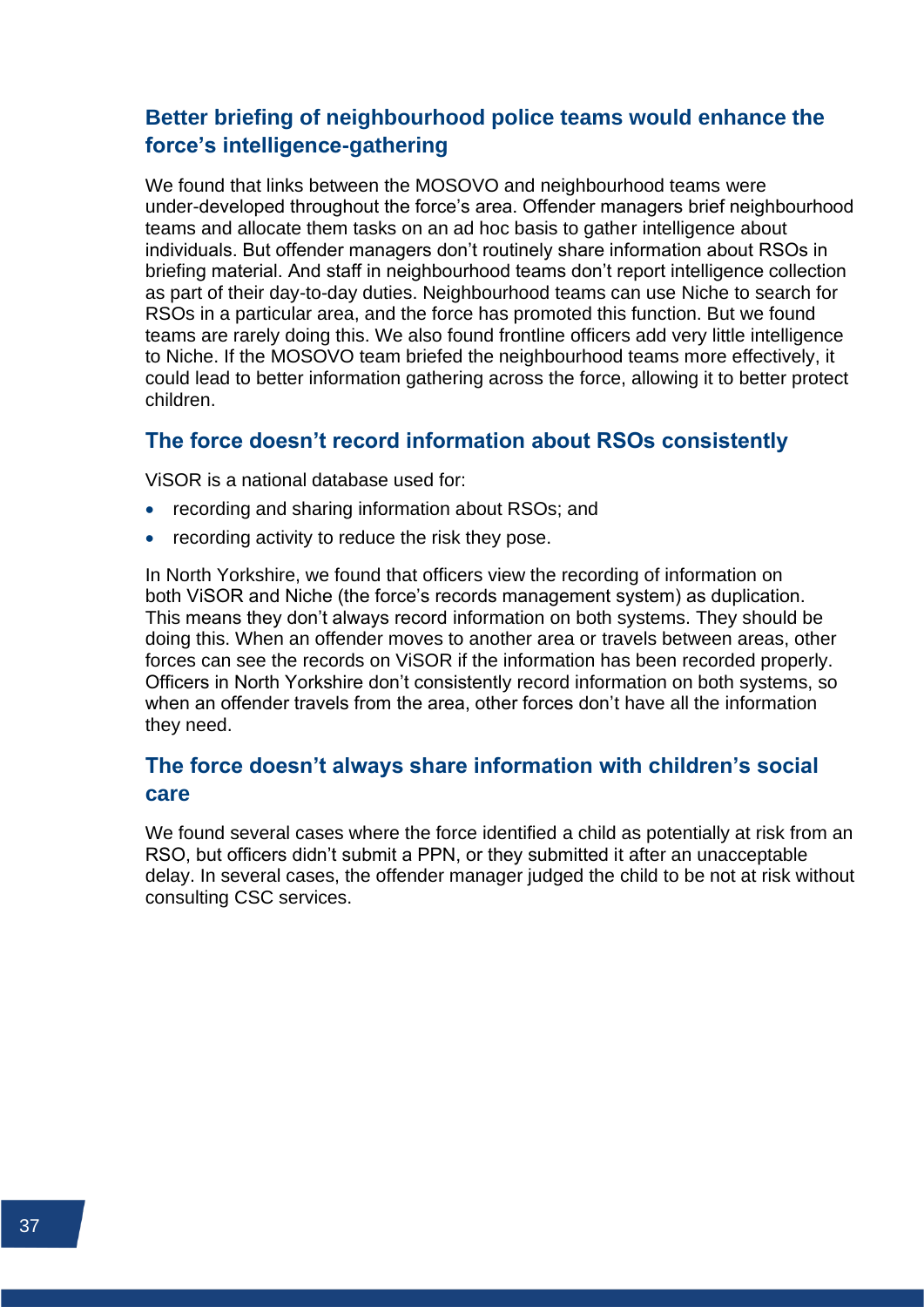### Better briefing of neighbourhood police teams would enhance the force's intelligence-gathering

We found that links between the MOSOVO and neighbourhood teams were under-developed throughout the force's area. Offender managers brief neighbourhood teams and allocate them tasks on an ad hoc basis to gather intelligence about individuals. But offender managers don't routinely share information about RSOs in briefing material. And staff in neighbourhood teams don't report intelligence collection as part of their day-to-day duties. Neighbourhood teams can use Niche to search for RSOs in a particular area, and the force has promoted this function. But we found teams are rarely doing this. We also found frontline officers add very little intelligence to Niche. If the MOSOVO team briefed the neighbourhood teams more effectively, it could lead to better information gathering across the force, allowing it to better protect children.

### The force doesn't record information about RSOs consistently

ViSOR is a national database used for:

- recording and sharing information about RSOs; and
- recording activity to reduce the risk they pose.

In North Yorkshire, we found that officers view the recording of information on both ViSOR and Niche (the force's records management system) as duplication. This means they don't always record information on both systems. They should be doing this. When an offender moves to another area or travels between areas, other forces can see the records on ViSOR if the information has been recorded properly. Officers in North Yorkshire don't consistently record information on both systems, so when an offender travels from the area, other forces don't have all the information they need.

### The force doesn't always share information with children's social care

We found several cases where the force identified a child as potentially at risk from an RSO, but officers didn't submit a PPN, or they submitted it after an unacceptable delay. In several cases, the offender manager judged the child to be not at risk without consulting CSC services.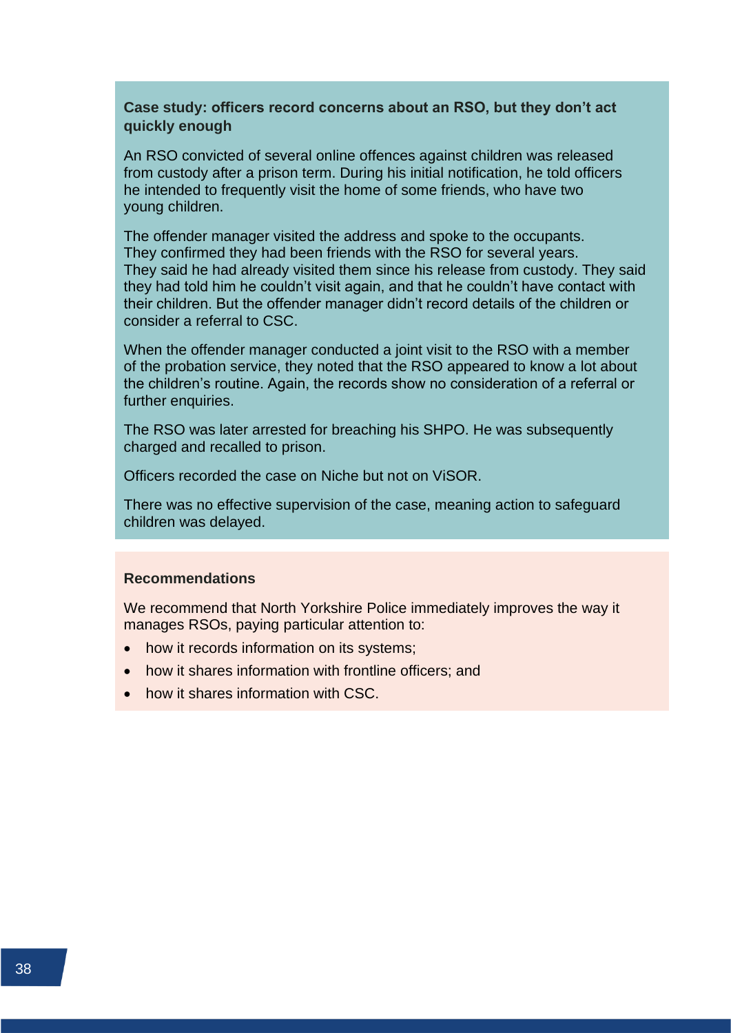**Case study: officers record concerns about an RSO, but they don't act quickly enough**

An RSO convicted of several online offences against children was released from custody after a prison term. During his initial notification, he told officers he intended to frequently visit the home of some friends, who have two young children.

The offender manager visited the address and spoke to the occupants. They confirmed they had been friends with the RSO for several years. They said he had already visited them since his release from custody. They said they had told him he couldn't visit again, and that he couldn't have contact with their children. But the offender manager didn't record details of the children or consider a referral to CSC.

When the offender manager conducted a joint visit to the RSO with a member of the probation service, they noted that the RSO appeared to know a lot about the children's routine. Again, the records show no consideration of a referral or further enquiries.

The RSO was later arrested for breaching his SHPO. He was subsequently charged and recalled to prison.

Officers recorded the case on Niche but not on ViSOR.

There was no effective supervision of the case, meaning action to safeguard children was delayed.

**Recommendations**

We recommend that North Yorkshire Police immediately improves the way it manages RSOs, paying particular attention to:

- how it records information on its systems;
- how it shares information with frontline officers; and
- how it shares information with CSC.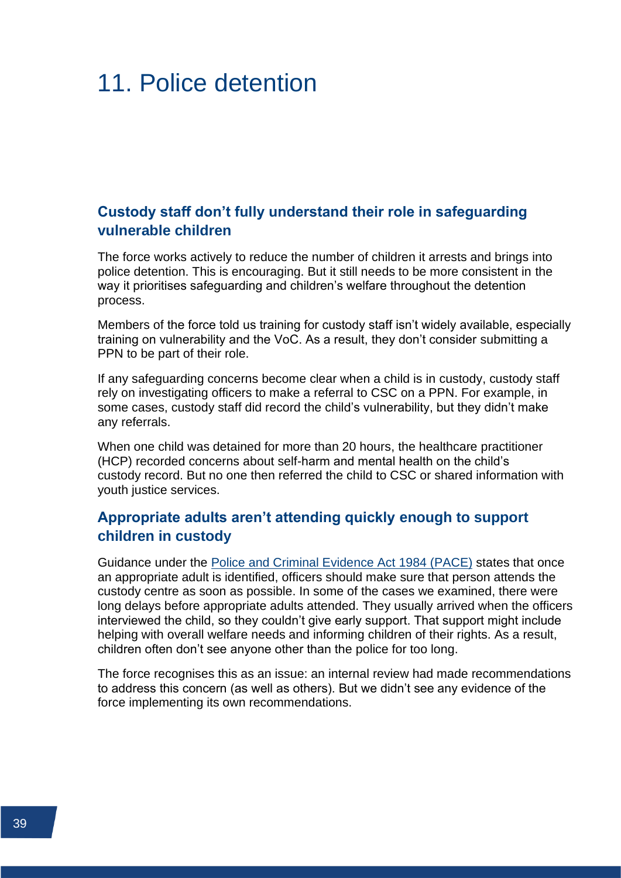# 11. Police detention

## Custody staff don't fully understand their role in safeguarding vulnerable children

The force works actively to reduce the number of children it arrests and brings into police detention. This is encouraging. But it still needs to be more consistent in the way it prioritises safeguarding and children's welfare throughout the detention process.

Members of the force told us training for custody staff isn't widely available, especially training on vulnerability and the VoC. As a result, they don't consider submitting a PPN to be part of their role.

If any safeguarding concerns become clear when a child is in custody, custody staff rely on investigating officers to make a referral to CSC on a PPN. For example, in some cases, custody staff did record the child's vulnerability, but they didn't make any referrals.

When one child was detained for more than 20 hours, the healthcare practitioner (HCP) recorded concerns about self-harm and mental health on the child's custody record. But no one then referred the child to CSC or shared information with youth justice services.

## Appropriate adults aren't attending quickly enough to support children in custody

Guidance under the Police and Criminal Evidence Act 1984 (PACE) states that once an appropriate adult is identified, officers should make sure that person attends the custody centre as soon as possible. In some of the cases we examined, there were long delays before appropriate adults attended. They usually arrived when the officers interviewed the child, so they couldn't give early support. That support might include helping with overall welfare needs and informing children of their rights. As a result, children often don't see anyone other than the police for too long.

The force recognises this as an issue: an internal review had made recommendations to address this concern (as well as others). But we didn't see any evidence of the force implementing its own recommendations.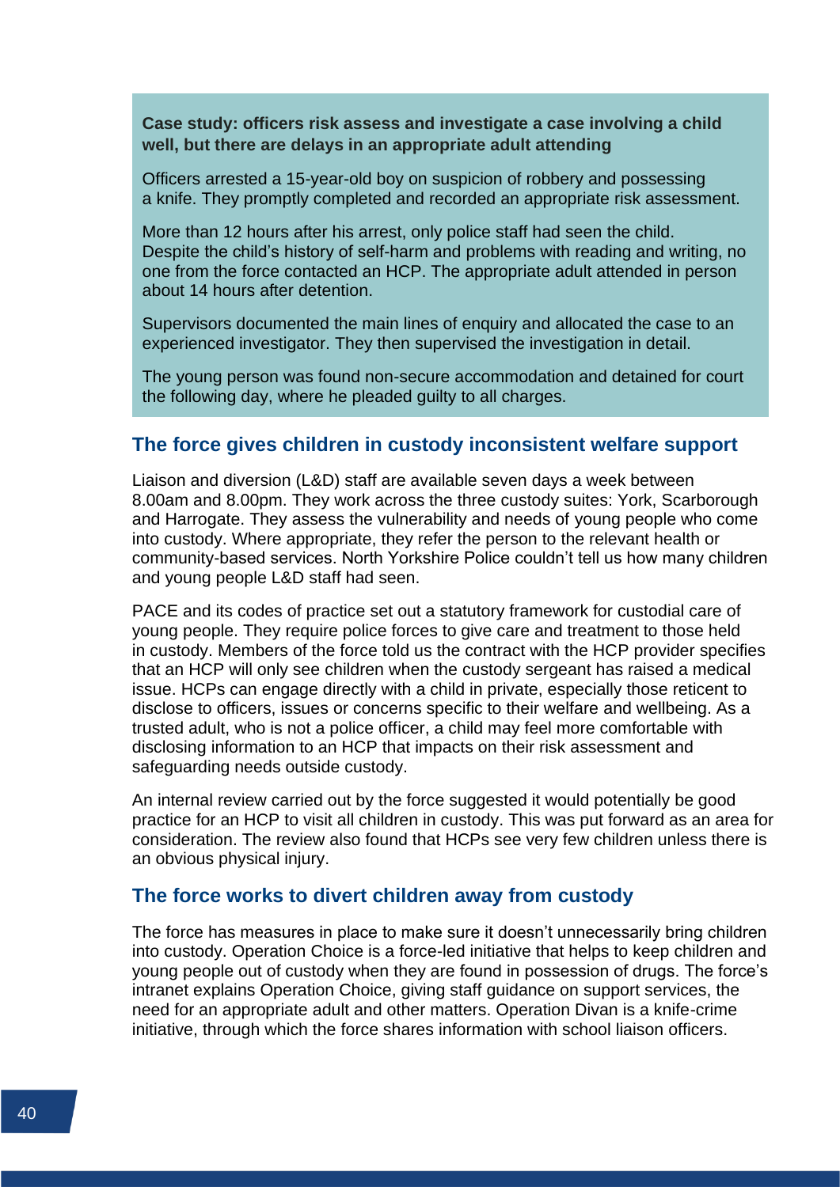**Case study: officers risk assess and investigate a case involving a child well, but there are delays in an appropriate adult attending**

Officers arrested a 15-year-old boy on suspicion of robbery and possessing a knife. They promptly completed and recorded an appropriate risk assessment.

More than 12 hours after his arrest, only police staff had seen the child. Despite the child's history of self-harm and problems with reading and writing, no one from the force contacted an HCP. The appropriate adult attended in person about 14 hours after detention.

Supervisors documented the main lines of enquiry and allocated the case to an experienced investigator. They then supervised the investigation in detail.

The young person was found non-secure accommodation and detained for court the following day, where he pleaded guilty to all charges.

## The force gives children in custody inconsistent welfare support

Liaison and diversion (L&D) staff are available seven days a week between 8.00am and 8.00pm. They work across the three custody suites: York, Scarborough and Harrogate. They assess the vulnerability and needs of young people who come into custody. Where appropriate, they refer the person to the relevant health or community-based services. North Yorkshire Police couldn't tell us how many children and young people L&D staff had seen.

PACE and its codes of practice set out a statutory framework for custodial care of young people. They require police forces to give care and treatment to those held in custody. Members of the force told us the contract with the HCP provider specifies that an HCP will only see children when the custody sergeant has raised a medical issue. HCPs can engage directly with a child in private, especially those reticent to disclose to officers, issues or concerns specific to their welfare and wellbeing. As a trusted adult, who is not a police officer, a child may feel more comfortable with disclosing information to an HCP that impacts on their risk assessment and safeguarding needs outside custody.

An internal review carried out by the force suggested it would potentially be good practice for an HCP to visit all children in custody. This was put forward as an area for consideration. The review also found that HCPs see very few children unless there is an obvious physical injury.

## The force works to divert children away from custody

The force has measures in place to make sure it doesn't unnecessarily bring children into custody. Operation Choice is a force-led initiative that helps to keep children and young people out of custody when they are found in possession of drugs. The force's intranet explains Operation Choice, giving staff guidance on support services, the need for an appropriate adult and other matters. Operation Divan is a knife-crime initiative, through which the force shares information with school liaison officers.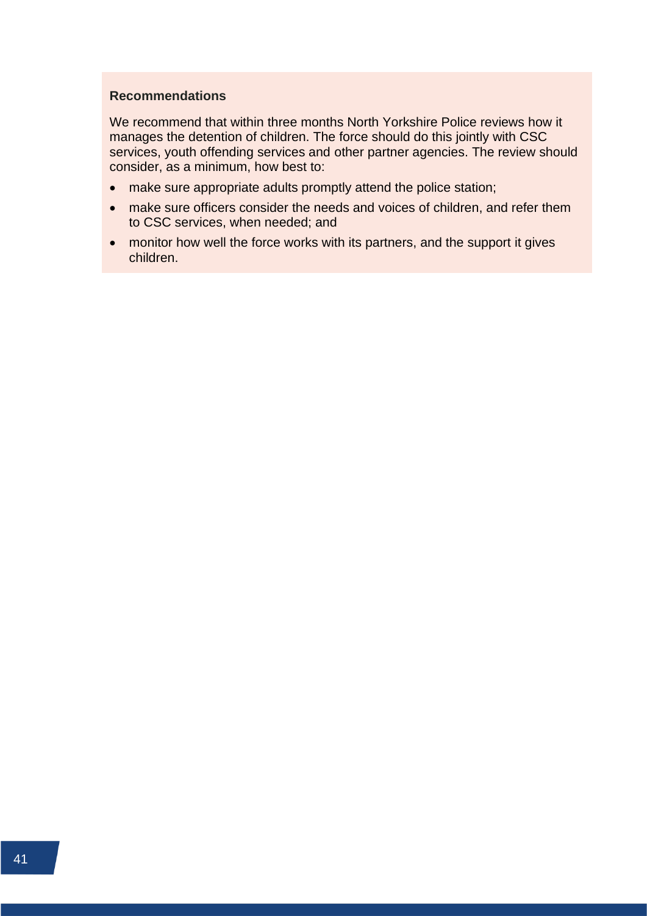**Recommendations**

We recommend that within three months North Yorkshire Police reviews how it manages the detention of children. The force should do this jointly with CSC services, youth offending services and other partner agencies. The review should consider, as a minimum, how best to:

- make sure appropriate adults promptly attend the police station;
- make sure officers consider the needs and voices of children, and refer them to CSC services, when needed; and
- monitor how well the force works with its partners, and the support it gives children.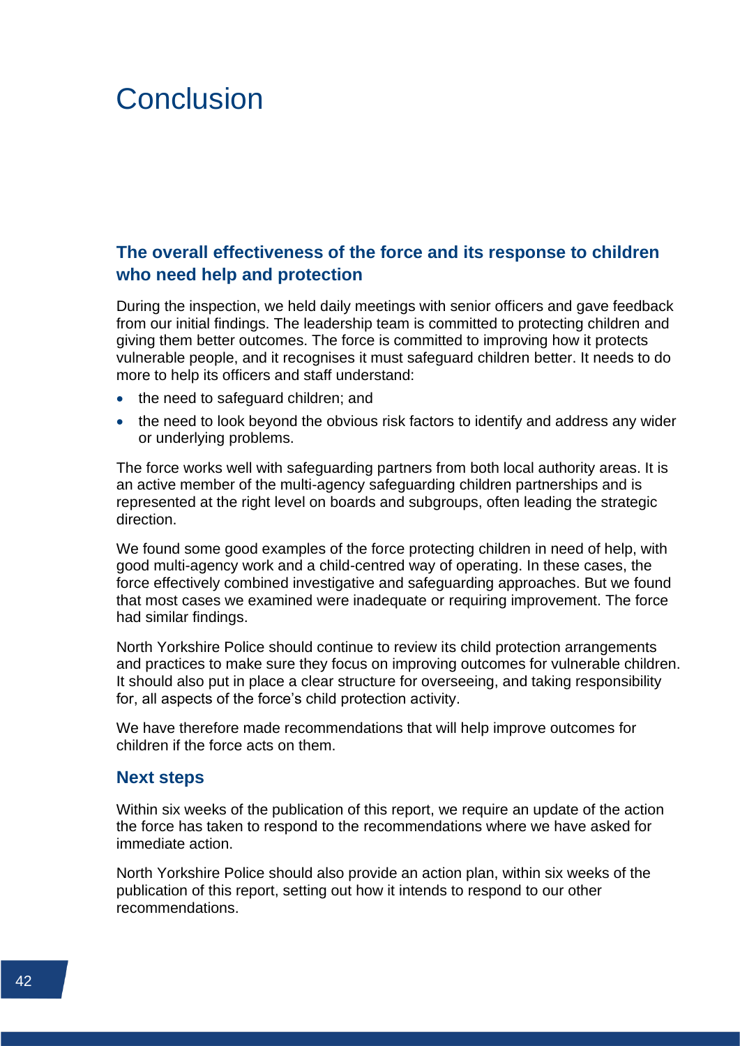# Conclusion

## The overall effectiveness of the force and its response to children who need help and protection

During the inspection, we held daily meetings with senior officers and gave feedback from our initial findings. The leadership team is committed to protecting children and giving them better outcomes. The force is committed to improving how it protects vulnerable people, and it recognises it must safeguard children better. It needs to do more to help its officers and staff understand:

- the need to safeguard children; and
- the need to look beyond the obvious risk factors to identify and address any wider or underlying problems.

The force works well with safeguarding partners from both local authority areas. It is an active member of the multi-agency safeguarding children partnerships and is represented at the right level on boards and subgroups, often leading the strategic direction.

We found some good examples of the force protecting children in need of help, with good multi-agency work and a child-centred way of operating. In these cases, the force effectively combined investigative and safeguarding approaches. But we found that most cases we examined were inadequate or requiring improvement. The force had similar findings.

North Yorkshire Police should continue to review its child protection arrangements and practices to make sure they focus on improving outcomes for vulnerable children. It should also put in place a clear structure for overseeing, and taking responsibility for, all aspects of the force's child protection activity.

We have therefore made recommendations that will help improve outcomes for children if the force acts on them.

## Next steps

Within six weeks of the publication of this report, we require an update of the action the force has taken to respond to the recommendations where we have asked for immediate action.

North Yorkshire Police should also provide an action plan, within six weeks of the publication of this report, setting out how it intends to respond to our other recommendations.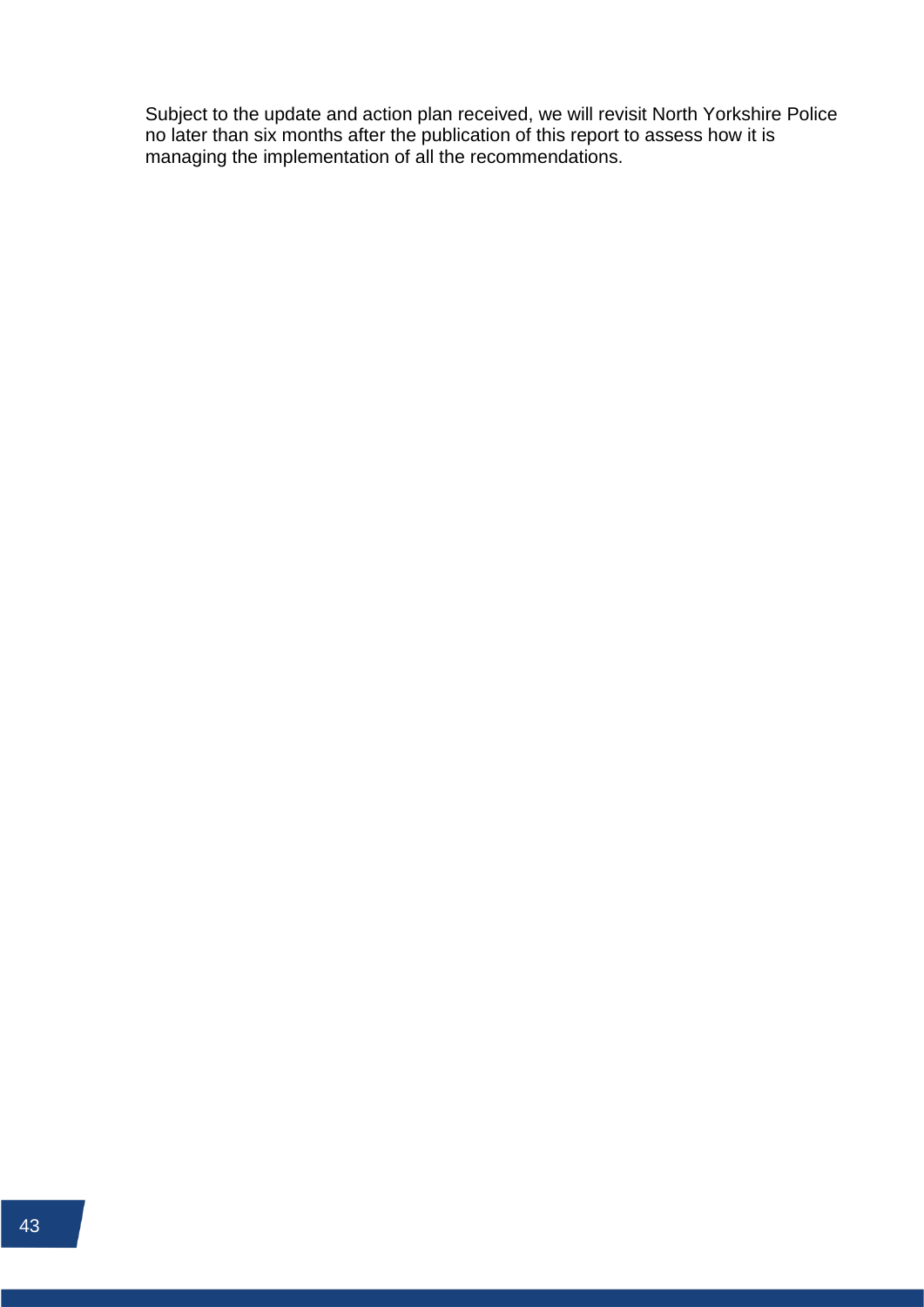Subject to the update and action plan received, we will revisit North Yorkshire Police no later than six months after the publication of this report to assess how it is managing the implementation of all the recommendations.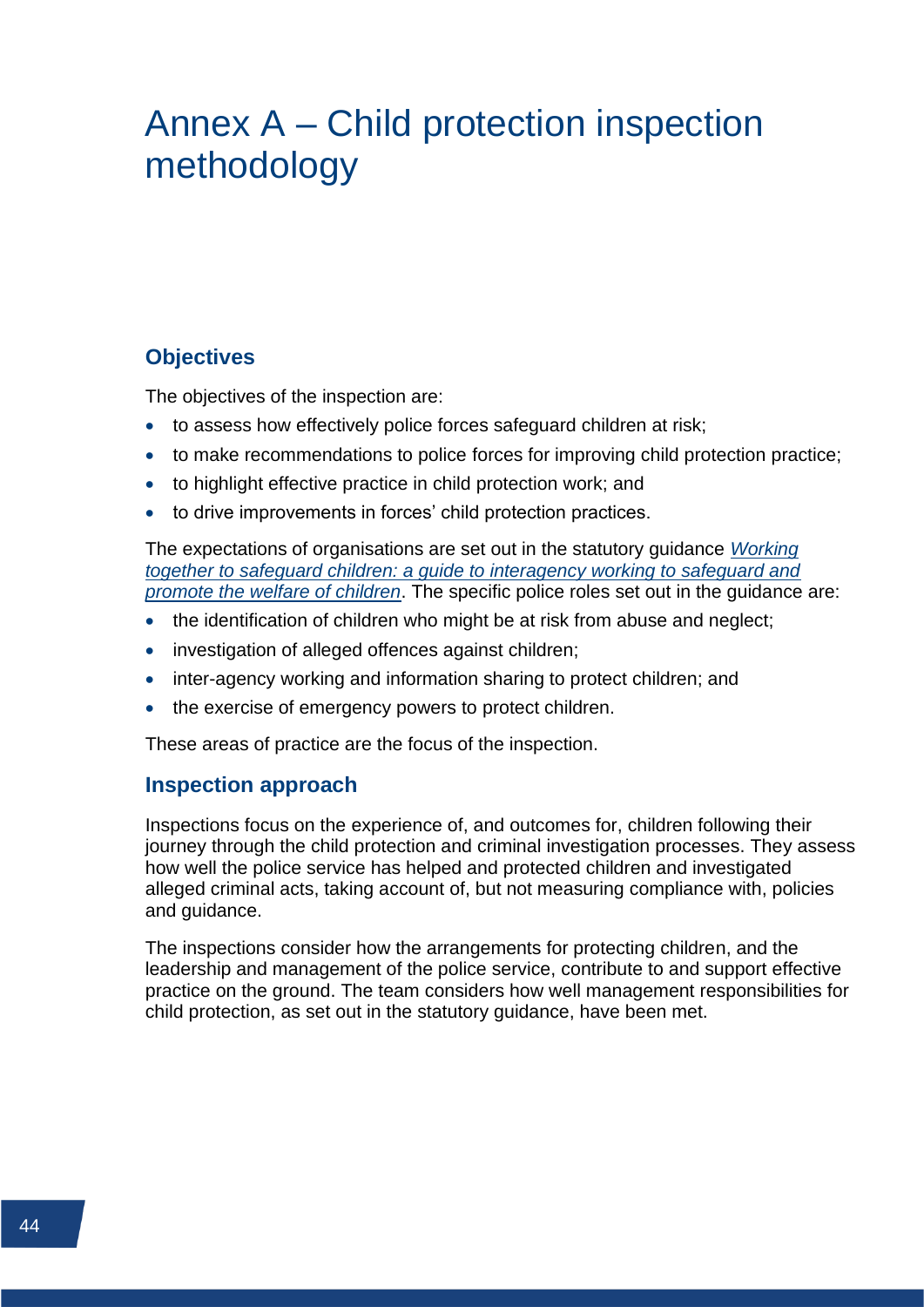# Annex A – Child protection inspection methodology

## Objectives

The objectives of the inspection are:

- to assess how effectively police forces safeguard children at risk;
- to make recommendations to police forces for improving child protection practice;
- to highlight effective practice in child protection work; and
- to drive improvements in forces' child protection practices.

The expectations of organisations are set out in the statutory guidance *Working together to safeguard children: a guide to interagency working to safeguard and promote the welfare of children*. The specific police roles set out in the guidance are:

- the identification of children who might be at risk from abuse and neglect;
- investigation of alleged offences against children;
- inter-agency working and information sharing to protect children; and
- the exercise of emergency powers to protect children.

These areas of practice are the focus of the inspection.

## Inspection approach

Inspections focus on the experience of, and outcomes for, children following their journey through the child protection and criminal investigation processes. They assess how well the police service has helped and protected children and investigated alleged criminal acts, taking account of, but not measuring compliance with, policies and guidance.

The inspections consider how the arrangements for protecting children, and the leadership and management of the police service, contribute to and support effective practice on the ground. The team considers how well management responsibilities for child protection, as set out in the statutory guidance, have been met.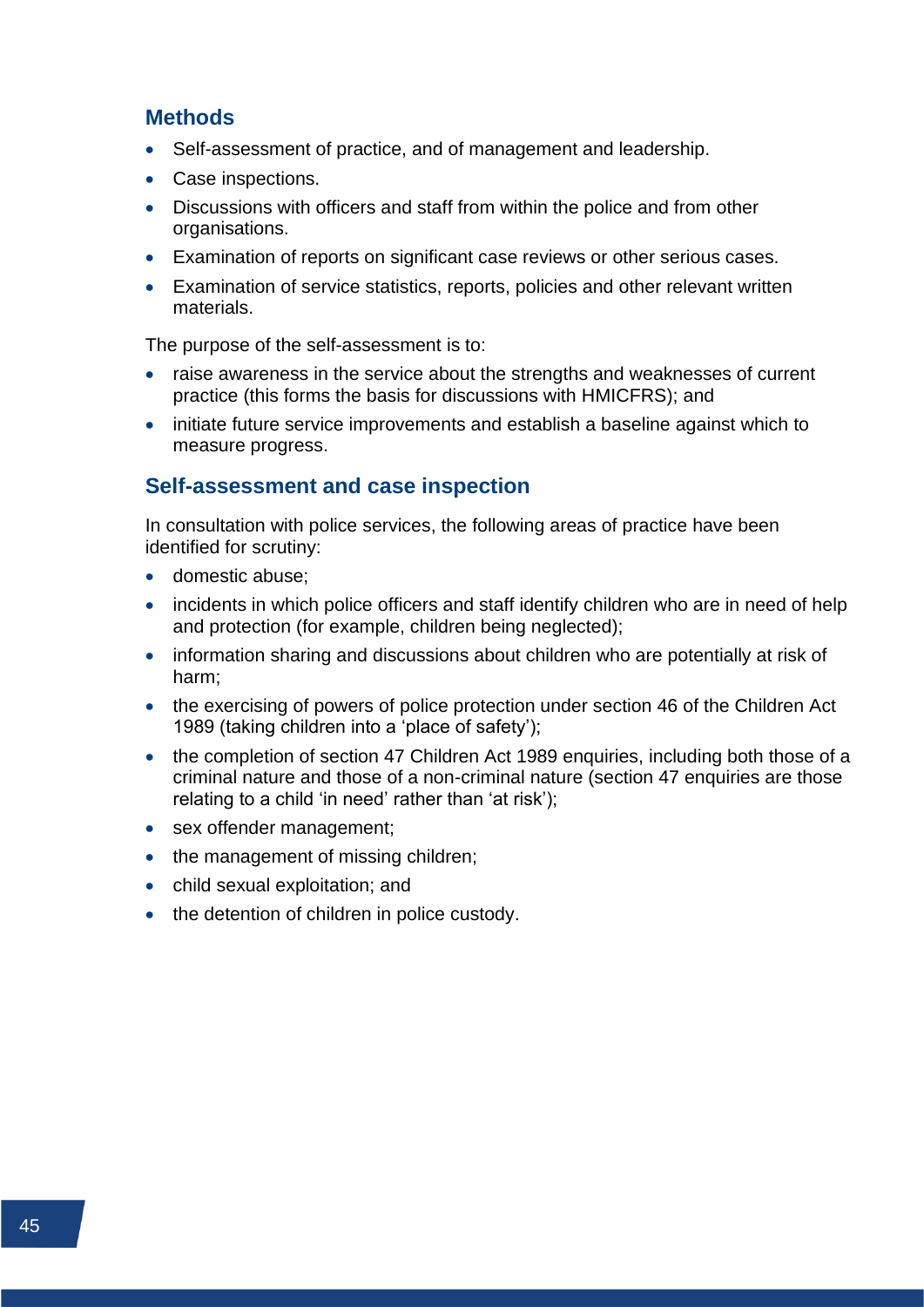## Methods

- Self-assessment of practice, and of management and leadership.
- Case inspections.
- Discussions with officers and staff from within the police and from other organisations.
- Examination of reports on significant case reviews or other serious cases.
- Examination of service statistics, reports, policies and other relevant written materials.

The purpose of the self-assessment is to:

- raise awareness in the service about the strengths and weaknesses of current practice (this forms the basis for discussions with HMICFRS); and
- initiate future service improvements and establish a baseline against which to measure progress.

## Self-assessment and case inspection

In consultation with police services, the following areas of practice have been identified for scrutiny:

- domestic abuse;
- incidents in which police officers and staff identify children who are in need of help and protection (for example, children being neglected);
- information sharing and discussions about children who are potentially at risk of harm;
- the exercising of powers of police protection under section 46 of the Children Act 1989 (taking children into a 'place of safety');
- the completion of section 47 Children Act 1989 enquiries, including both those of a criminal nature and those of a non-criminal nature (section 47 enquiries are those relating to a child 'in need' rather than 'at risk');
- sex offender management;
- the management of missing children;
- child sexual exploitation; and
- the detention of children in police custody.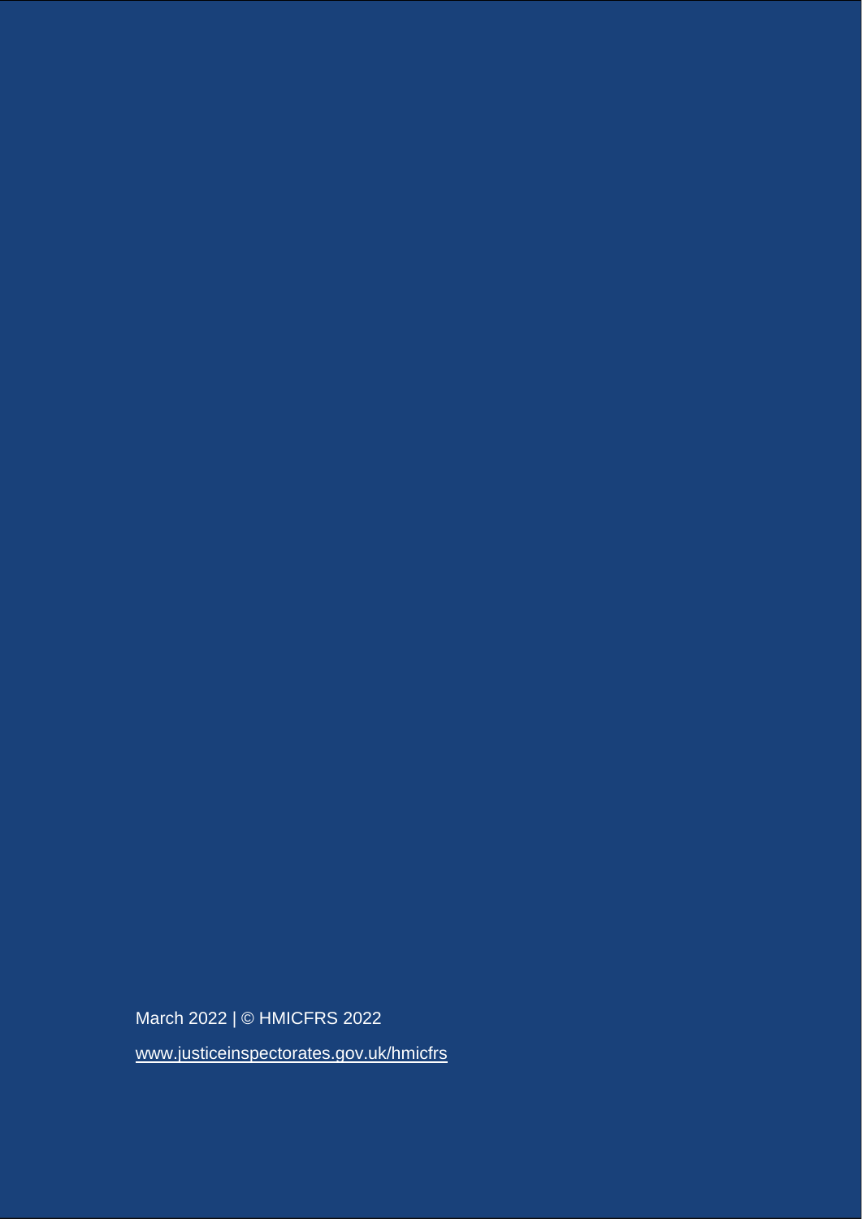March 2022 | © HMICFRS 2022

[www.justiceinspectorates.gov.uk/hmicfrs](http://www.justiceinspectorates.gov.uk/hmicfrs)